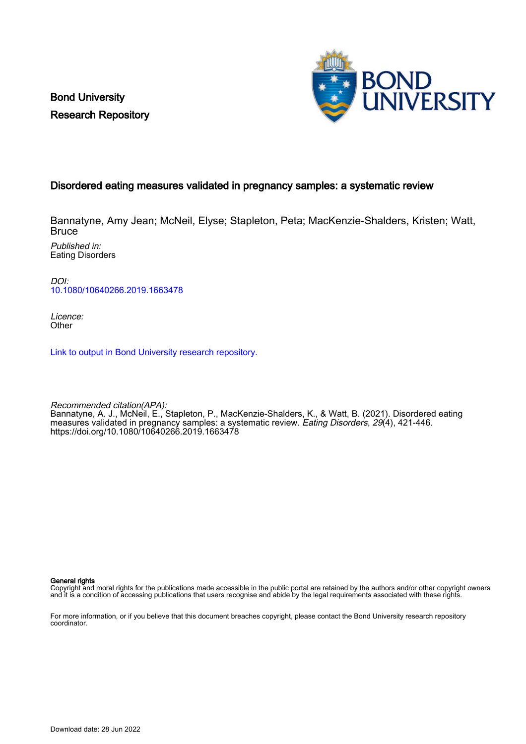Bond University
Research Repository

# Disordered eating measures validated in pregnancy samples: a systematic review

Bannatyne, Amy Jean; McNeil, Elyse; Stapleton, Peta; MacKenzie-Shalders, Kristen; Watt, Bruce

*Published in:*
Eating Disorders

*DOI:*
10.1080/10640266.2019.1663478

*Licence:*
Other

Link to output in Bond University research repository.

*Recommended citation(APA):*
Bannatyne, A. J., McNeil, E., Stapleton, P., MacKenzie-Shalders, K., & Watt, B. (2021). Disordered eating measures validated in pregnancy samples: a systematic review. *Eating Disorders*, *29*(4), 421-446. https://doi.org/10.1080/10640266.2019.1663478

**General rights**
Copyright and moral rights for the publications made accessible in the public portal are retained by the authors and/or other copyright owners and it is a condition of accessing publications that users recognise and abide by the legal requirements associated with these rights.

For more information, or if you believe that this document breaches copyright, please contact the Bond University research repository coordinator.

Download date: 28 Jun 2022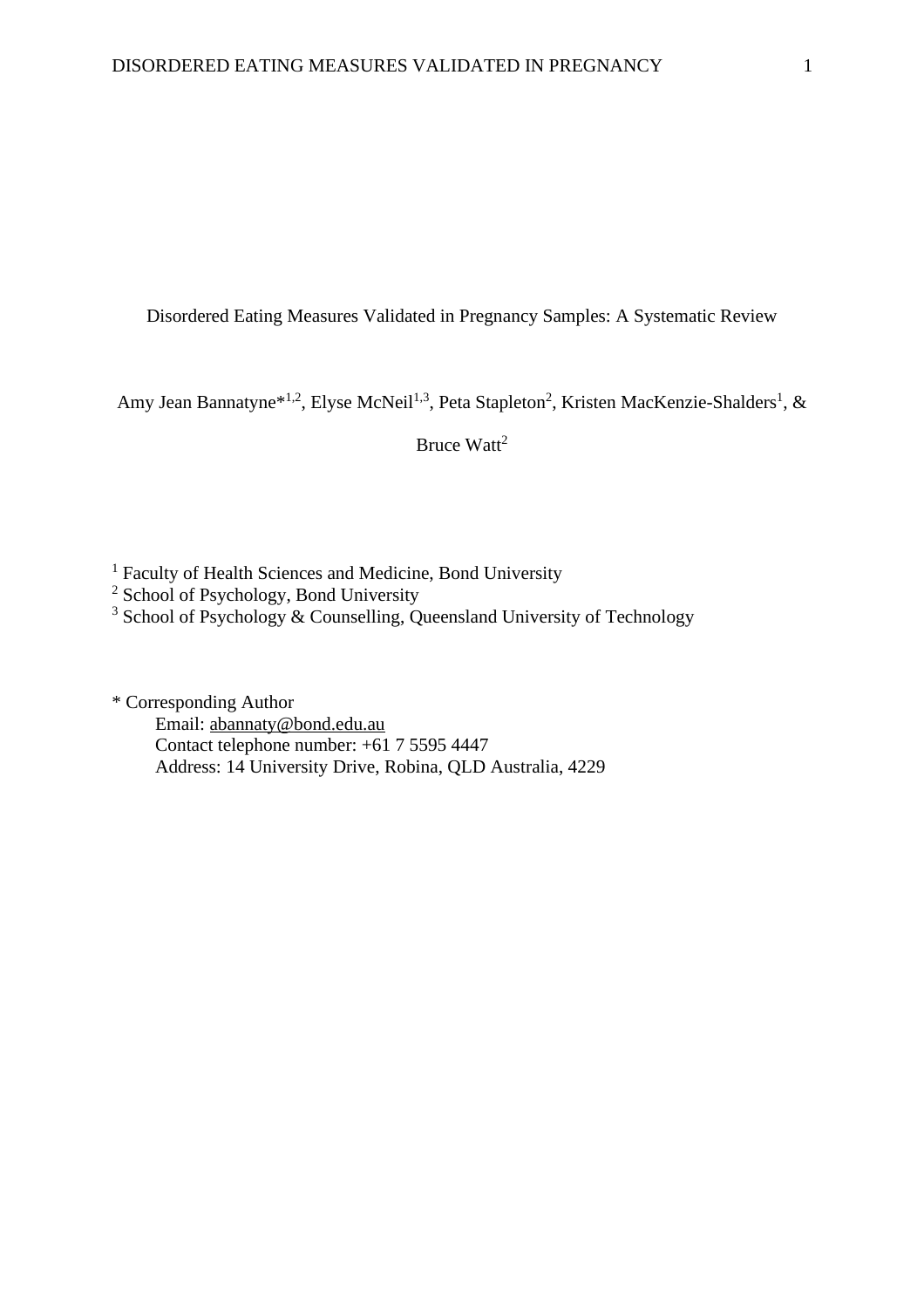# Disordered Eating Measures Validated in Pregnancy Samples: A Systematic Review

Amy Jean Bannatyne*[1,2], Elyse McNeil[1,3], Peta Stapleton[2], Kristen MacKenzie-Shalders[1], & Bruce Watt[2]

[1] Faculty of Health Sciences and Medicine, Bond University
[2] School of Psychology, Bond University
[3] School of Psychology & Counselling, Queensland University of Technology

* Corresponding Author
Email: abannaty@bond.edu.au
Contact telephone number: +61 7 5595 4447
Address: 14 University Drive, Robina, QLD Australia, 4229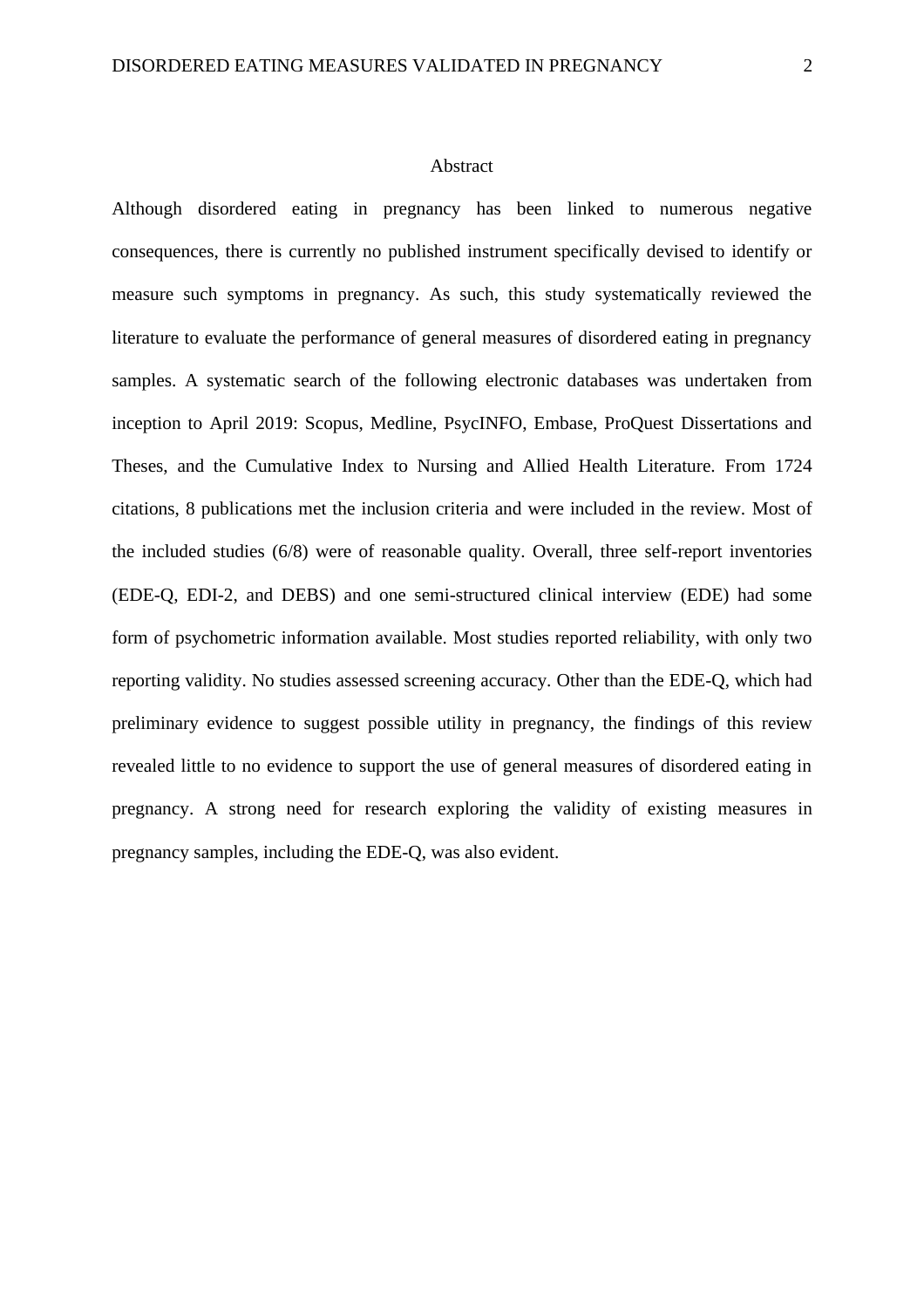## Abstract

Although disordered eating in pregnancy has been linked to numerous negative consequences, there is currently no published instrument specifically devised to identify or measure such symptoms in pregnancy. As such, this study systematically reviewed the literature to evaluate the performance of general measures of disordered eating in pregnancy samples. A systematic search of the following electronic databases was undertaken from inception to April 2019: Scopus, Medline, PsycINFO, Embase, ProQuest Dissertations and Theses, and the Cumulative Index to Nursing and Allied Health Literature. From 1724 citations, 8 publications met the inclusion criteria and were included in the review. Most of the included studies (6/8) were of reasonable quality. Overall, three self-report inventories (EDE-Q, EDI-2, and DEBS) and one semi-structured clinical interview (EDE) had some form of psychometric information available. Most studies reported reliability, with only two reporting validity. No studies assessed screening accuracy. Other than the EDE-Q, which had preliminary evidence to suggest possible utility in pregnancy, the findings of this review revealed little to no evidence to support the use of general measures of disordered eating in pregnancy. A strong need for research exploring the validity of existing measures in pregnancy samples, including the EDE-Q, was also evident.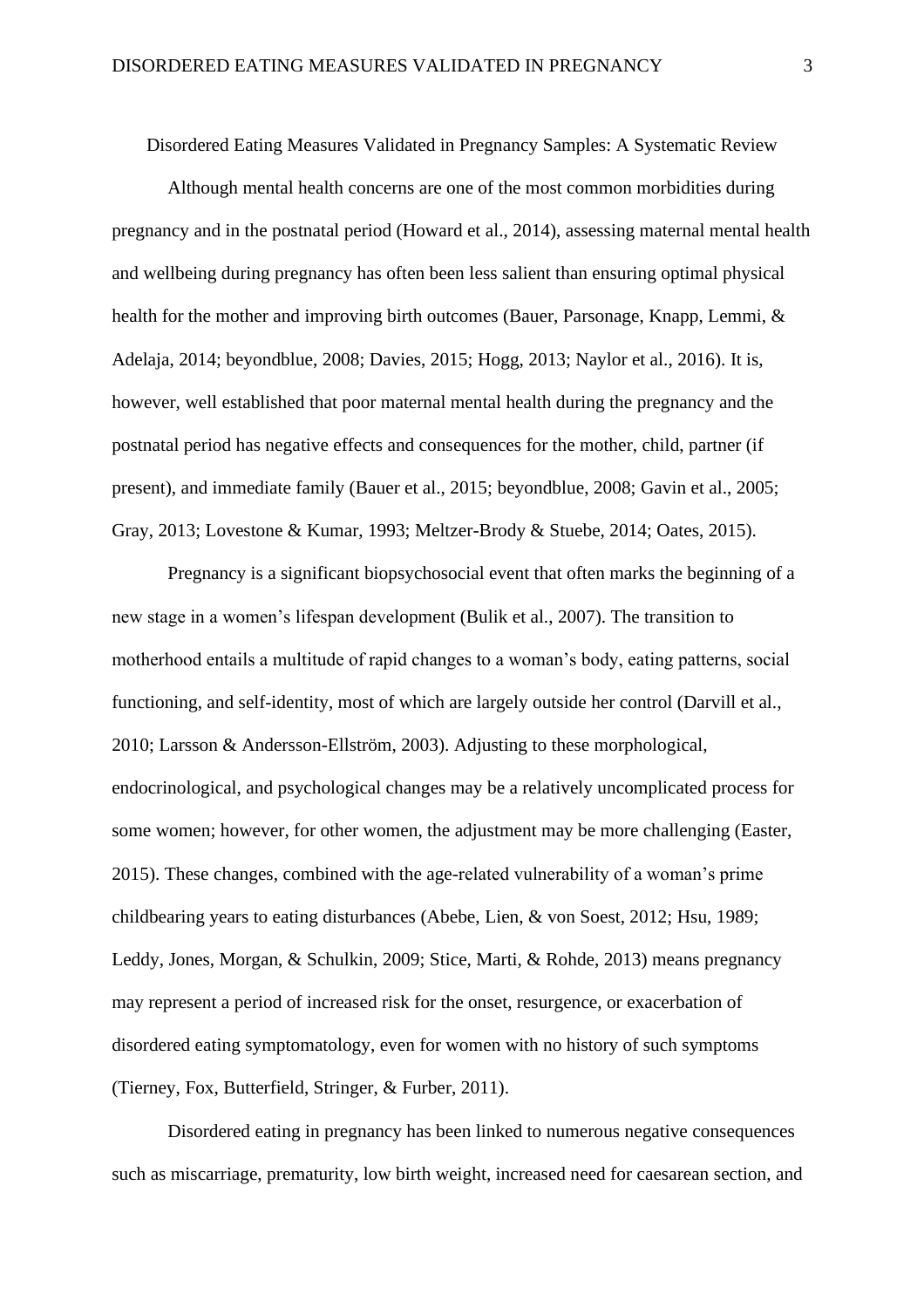# Disordered Eating Measures Validated in Pregnancy Samples: A Systematic Review

Although mental health concerns are one of the most common morbidities during pregnancy and in the postnatal period (Howard et al., 2014), assessing maternal mental health and wellbeing during pregnancy has often been less salient than ensuring optimal physical health for the mother and improving birth outcomes (Bauer, Parsonage, Knapp, Lemmi, & Adelaja, 2014; beyondblue, 2008; Davies, 2015; Hogg, 2013; Naylor et al., 2016). It is, however, well established that poor maternal mental health during the pregnancy and the postnatal period has negative effects and consequences for the mother, child, partner (if present), and immediate family (Bauer et al., 2015; beyondblue, 2008; Gavin et al., 2005; Gray, 2013; Lovestone & Kumar, 1993; Meltzer-Brody & Stuebe, 2014; Oates, 2015).

Pregnancy is a significant biopsychosocial event that often marks the beginning of a new stage in a women's lifespan development (Bulik et al., 2007). The transition to motherhood entails a multitude of rapid changes to a woman's body, eating patterns, social functioning, and self-identity, most of which are largely outside her control (Darvill et al., 2010; Larsson & Andersson-Ellström, 2003). Adjusting to these morphological, endocrinological, and psychological changes may be a relatively uncomplicated process for some women; however, for other women, the adjustment may be more challenging (Easter, 2015). These changes, combined with the age-related vulnerability of a woman's prime childbearing years to eating disturbances (Abebe, Lien, & von Soest, 2012; Hsu, 1989; Leddy, Jones, Morgan, & Schulkin, 2009; Stice, Marti, & Rohde, 2013) means pregnancy may represent a period of increased risk for the onset, resurgence, or exacerbation of disordered eating symptomatology, even for women with no history of such symptoms (Tierney, Fox, Butterfield, Stringer, & Furber, 2011).

Disordered eating in pregnancy has been linked to numerous negative consequences such as miscarriage, prematurity, low birth weight, increased need for caesarean section, and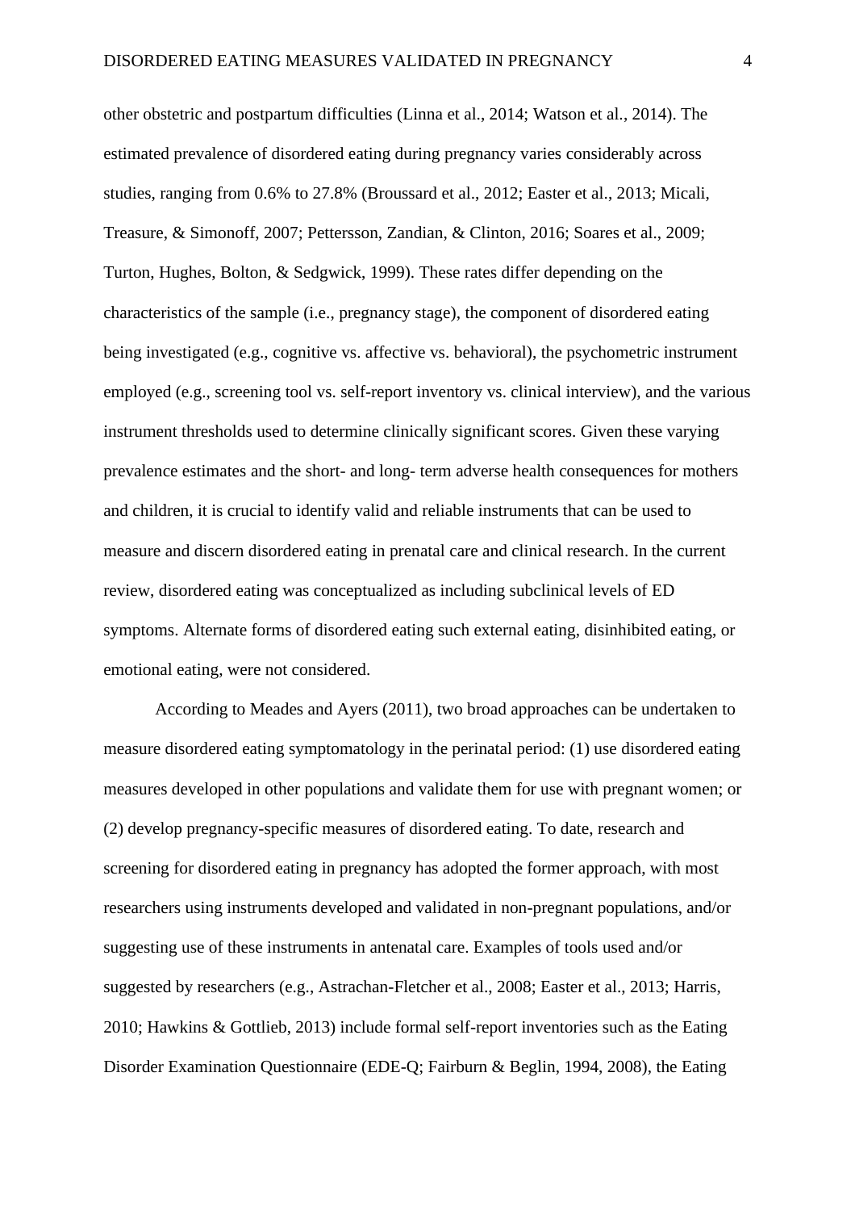other obstetric and postpartum difficulties (Linna et al., 2014; Watson et al., 2014). The estimated prevalence of disordered eating during pregnancy varies considerably across studies, ranging from 0.6% to 27.8% (Broussard et al., 2012; Easter et al., 2013; Micali, Treasure, & Simonoff, 2007; Pettersson, Zandian, & Clinton, 2016; Soares et al., 2009; Turton, Hughes, Bolton, & Sedgwick, 1999). These rates differ depending on the characteristics of the sample (i.e., pregnancy stage), the component of disordered eating being investigated (e.g., cognitive vs. affective vs. behavioral), the psychometric instrument employed (e.g., screening tool vs. self-report inventory vs. clinical interview), and the various instrument thresholds used to determine clinically significant scores. Given these varying prevalence estimates and the short- and long- term adverse health consequences for mothers and children, it is crucial to identify valid and reliable instruments that can be used to measure and discern disordered eating in prenatal care and clinical research. In the current review, disordered eating was conceptualized as including subclinical levels of ED symptoms. Alternate forms of disordered eating such external eating, disinhibited eating, or emotional eating, were not considered.

According to Meades and Ayers (2011), two broad approaches can be undertaken to measure disordered eating symptomatology in the perinatal period: (1) use disordered eating measures developed in other populations and validate them for use with pregnant women; or (2) develop pregnancy-specific measures of disordered eating. To date, research and screening for disordered eating in pregnancy has adopted the former approach, with most researchers using instruments developed and validated in non-pregnant populations, and/or suggesting use of these instruments in antenatal care. Examples of tools used and/or suggested by researchers (e.g., Astrachan-Fletcher et al., 2008; Easter et al., 2013; Harris, 2010; Hawkins & Gottlieb, 2013) include formal self-report inventories such as the Eating Disorder Examination Questionnaire (EDE-Q; Fairburn & Beglin, 1994, 2008), the Eating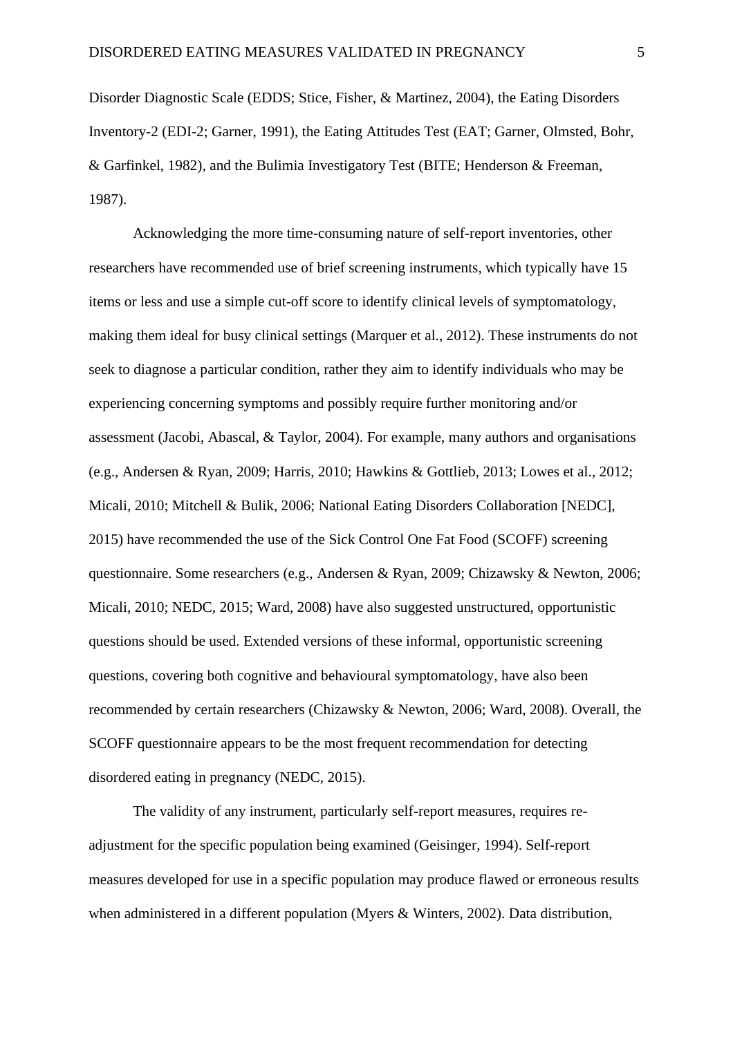Disorder Diagnostic Scale (EDDS; Stice, Fisher, & Martinez, 2004), the Eating Disorders Inventory-2 (EDI-2; Garner, 1991), the Eating Attitudes Test (EAT; Garner, Olmsted, Bohr, & Garfinkel, 1982), and the Bulimia Investigatory Test (BITE; Henderson & Freeman, 1987).

Acknowledging the more time-consuming nature of self-report inventories, other researchers have recommended use of brief screening instruments, which typically have 15 items or less and use a simple cut-off score to identify clinical levels of symptomatology, making them ideal for busy clinical settings (Marquer et al., 2012). These instruments do not seek to diagnose a particular condition, rather they aim to identify individuals who may be experiencing concerning symptoms and possibly require further monitoring and/or assessment (Jacobi, Abascal, & Taylor, 2004). For example, many authors and organisations (e.g., Andersen & Ryan, 2009; Harris, 2010; Hawkins & Gottlieb, 2013; Lowes et al., 2012; Micali, 2010; Mitchell & Bulik, 2006; National Eating Disorders Collaboration [NEDC], 2015) have recommended the use of the Sick Control One Fat Food (SCOFF) screening questionnaire. Some researchers (e.g., Andersen & Ryan, 2009; Chizawsky & Newton, 2006; Micali, 2010; NEDC, 2015; Ward, 2008) have also suggested unstructured, opportunistic questions should be used. Extended versions of these informal, opportunistic screening questions, covering both cognitive and behavioural symptomatology, have also been recommended by certain researchers (Chizawsky & Newton, 2006; Ward, 2008). Overall, the SCOFF questionnaire appears to be the most frequent recommendation for detecting disordered eating in pregnancy (NEDC, 2015).

The validity of any instrument, particularly self-report measures, requires re-adjustment for the specific population being examined (Geisinger, 1994). Self-report measures developed for use in a specific population may produce flawed or erroneous results when administered in a different population (Myers & Winters, 2002). Data distribution,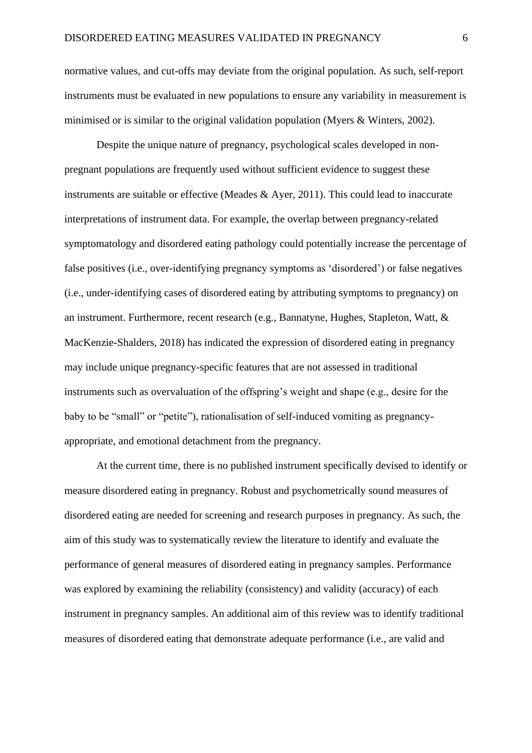normative values, and cut-offs may deviate from the original population. As such, self-report instruments must be evaluated in new populations to ensure any variability in measurement is minimised or is similar to the original validation population (Myers & Winters, 2002).

Despite the unique nature of pregnancy, psychological scales developed in non-pregnant populations are frequently used without sufficient evidence to suggest these instruments are suitable or effective (Meades & Ayer, 2011). This could lead to inaccurate interpretations of instrument data. For example, the overlap between pregnancy-related symptomatology and disordered eating pathology could potentially increase the percentage of false positives (i.e., over-identifying pregnancy symptoms as 'disordered') or false negatives (i.e., under-identifying cases of disordered eating by attributing symptoms to pregnancy) on an instrument. Furthermore, recent research (e.g., Bannatyne, Hughes, Stapleton, Watt, & MacKenzie-Shalders, 2018) has indicated the expression of disordered eating in pregnancy may include unique pregnancy-specific features that are not assessed in traditional instruments such as overvaluation of the offspring's weight and shape (e.g., desire for the baby to be "small" or "petite"), rationalisation of self-induced vomiting as pregnancy-appropriate, and emotional detachment from the pregnancy.

At the current time, there is no published instrument specifically devised to identify or measure disordered eating in pregnancy. Robust and psychometrically sound measures of disordered eating are needed for screening and research purposes in pregnancy. As such, the aim of this study was to systematically review the literature to identify and evaluate the performance of general measures of disordered eating in pregnancy samples. Performance was explored by examining the reliability (consistency) and validity (accuracy) of each instrument in pregnancy samples. An additional aim of this review was to identify traditional measures of disordered eating that demonstrate adequate performance (i.e., are valid and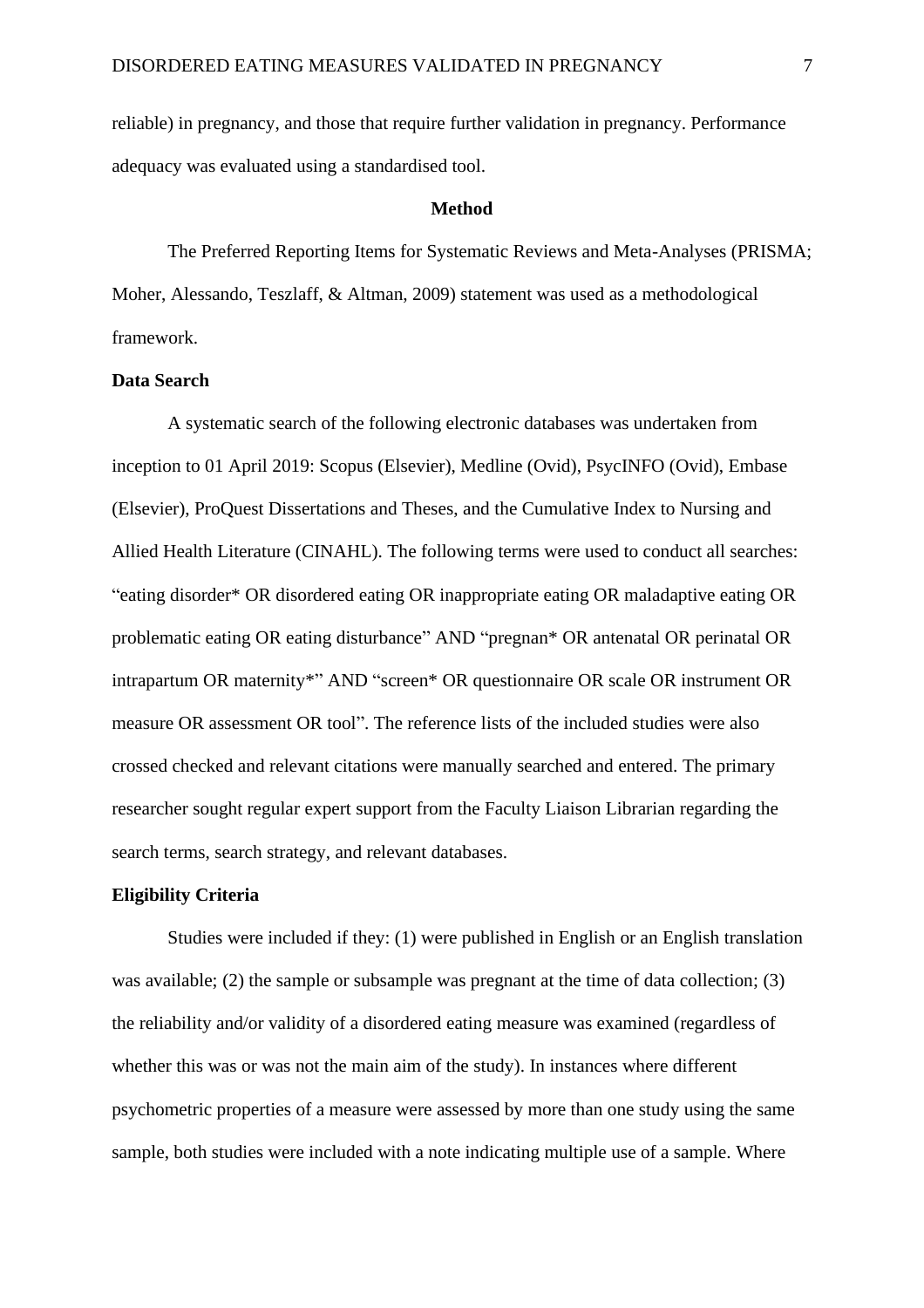reliable) in pregnancy, and those that require further validation in pregnancy. Performance adequacy was evaluated using a standardised tool.

## Method

The Preferred Reporting Items for Systematic Reviews and Meta-Analyses (PRISMA; Moher, Alessando, Teszlaff, & Altman, 2009) statement was used as a methodological framework.

### Data Search

A systematic search of the following electronic databases was undertaken from inception to 01 April 2019: Scopus (Elsevier), Medline (Ovid), PsycINFO (Ovid), Embase (Elsevier), ProQuest Dissertations and Theses, and the Cumulative Index to Nursing and Allied Health Literature (CINAHL). The following terms were used to conduct all searches: "eating disorder* OR disordered eating OR inappropriate eating OR maladaptive eating OR problematic eating OR eating disturbance" AND "pregnan* OR antenatal OR perinatal OR intrapartum OR maternity*" AND "screen* OR questionnaire OR scale OR instrument OR measure OR assessment OR tool". The reference lists of the included studies were also crossed checked and relevant citations were manually searched and entered. The primary researcher sought regular expert support from the Faculty Liaison Librarian regarding the search terms, search strategy, and relevant databases.

### Eligibility Criteria

Studies were included if they: (1) were published in English or an English translation was available; (2) the sample or subsample was pregnant at the time of data collection; (3) the reliability and/or validity of a disordered eating measure was examined (regardless of whether this was or was not the main aim of the study). In instances where different psychometric properties of a measure were assessed by more than one study using the same sample, both studies were included with a note indicating multiple use of a sample. Where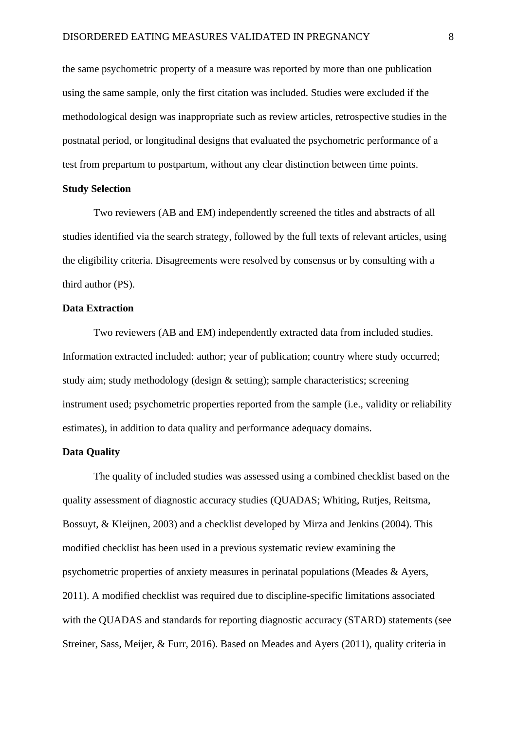the same psychometric property of a measure was reported by more than one publication using the same sample, only the first citation was included. Studies were excluded if the methodological design was inappropriate such as review articles, retrospective studies in the postnatal period, or longitudinal designs that evaluated the psychometric performance of a test from prepartum to postpartum, without any clear distinction between time points.

## Study Selection

Two reviewers (AB and EM) independently screened the titles and abstracts of all studies identified via the search strategy, followed by the full texts of relevant articles, using the eligibility criteria. Disagreements were resolved by consensus or by consulting with a third author (PS).

## Data Extraction

Two reviewers (AB and EM) independently extracted data from included studies. Information extracted included: author; year of publication; country where study occurred; study aim; study methodology (design & setting); sample characteristics; screening instrument used; psychometric properties reported from the sample (i.e., validity or reliability estimates), in addition to data quality and performance adequacy domains.

## Data Quality

The quality of included studies was assessed using a combined checklist based on the quality assessment of diagnostic accuracy studies (QUADAS; Whiting, Rutjes, Reitsma, Bossuyt, & Kleijnen, 2003) and a checklist developed by Mirza and Jenkins (2004). This modified checklist has been used in a previous systematic review examining the psychometric properties of anxiety measures in perinatal populations (Meades & Ayers, 2011). A modified checklist was required due to discipline-specific limitations associated with the QUADAS and standards for reporting diagnostic accuracy (STARD) statements (see Streiner, Sass, Meijer, & Furr, 2016). Based on Meades and Ayers (2011), quality criteria in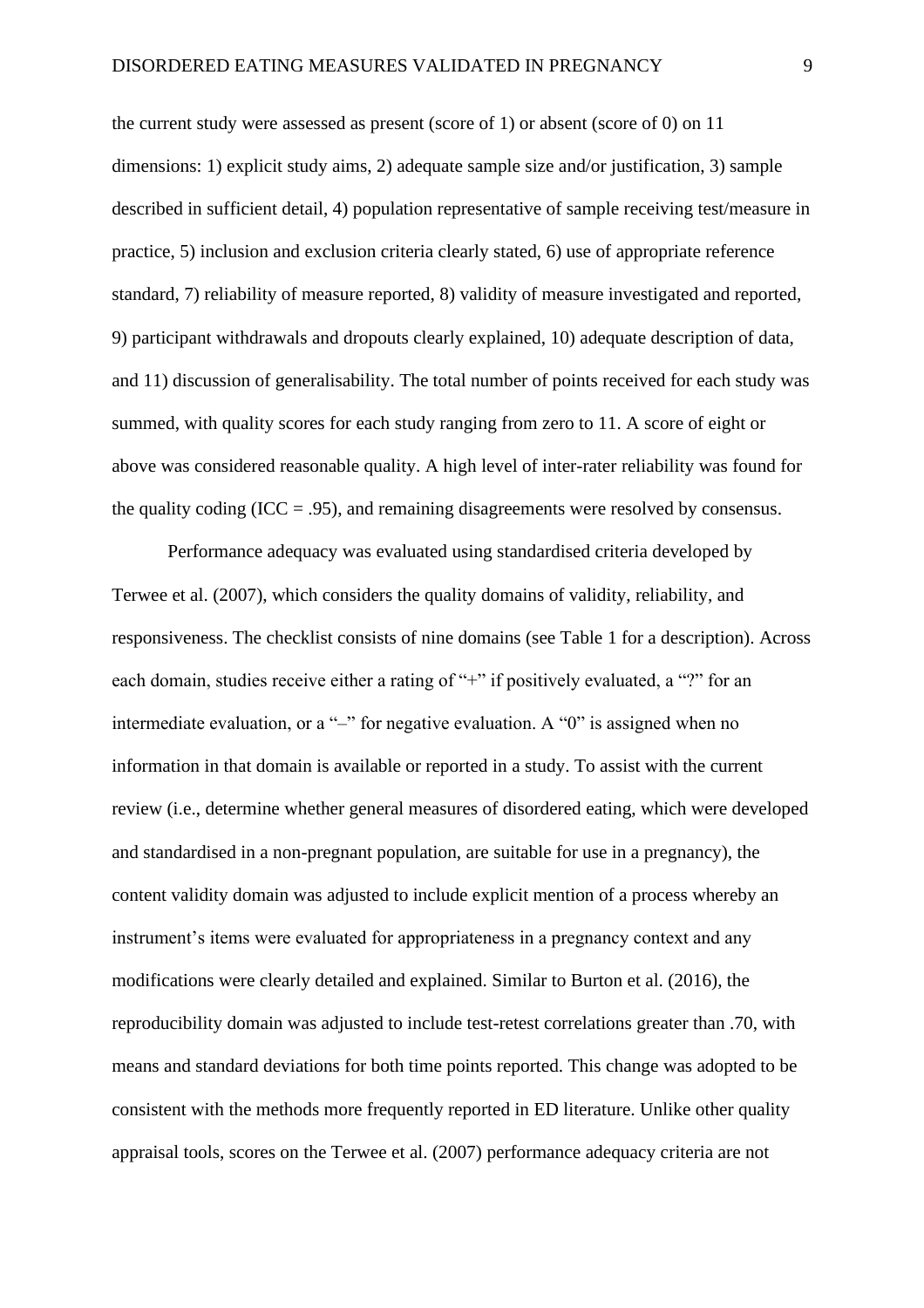the current study were assessed as present (score of 1) or absent (score of 0) on 11 dimensions: 1) explicit study aims, 2) adequate sample size and/or justification, 3) sample described in sufficient detail, 4) population representative of sample receiving test/measure in practice, 5) inclusion and exclusion criteria clearly stated, 6) use of appropriate reference standard, 7) reliability of measure reported, 8) validity of measure investigated and reported, 9) participant withdrawals and dropouts clearly explained, 10) adequate description of data, and 11) discussion of generalisability. The total number of points received for each study was summed, with quality scores for each study ranging from zero to 11. A score of eight or above was considered reasonable quality. A high level of inter-rater reliability was found for the quality coding (ICC = .95), and remaining disagreements were resolved by consensus.

Performance adequacy was evaluated using standardised criteria developed by Terwee et al. (2007), which considers the quality domains of validity, reliability, and responsiveness. The checklist consists of nine domains (see Table 1 for a description). Across each domain, studies receive either a rating of "+" if positively evaluated, a "?" for an intermediate evaluation, or a "–" for negative evaluation. A "0" is assigned when no information in that domain is available or reported in a study. To assist with the current review (i.e., determine whether general measures of disordered eating, which were developed and standardised in a non-pregnant population, are suitable for use in a pregnancy), the content validity domain was adjusted to include explicit mention of a process whereby an instrument's items were evaluated for appropriateness in a pregnancy context and any modifications were clearly detailed and explained. Similar to Burton et al. (2016), the reproducibility domain was adjusted to include test-retest correlations greater than .70, with means and standard deviations for both time points reported. This change was adopted to be consistent with the methods more frequently reported in ED literature. Unlike other quality appraisal tools, scores on the Terwee et al. (2007) performance adequacy criteria are not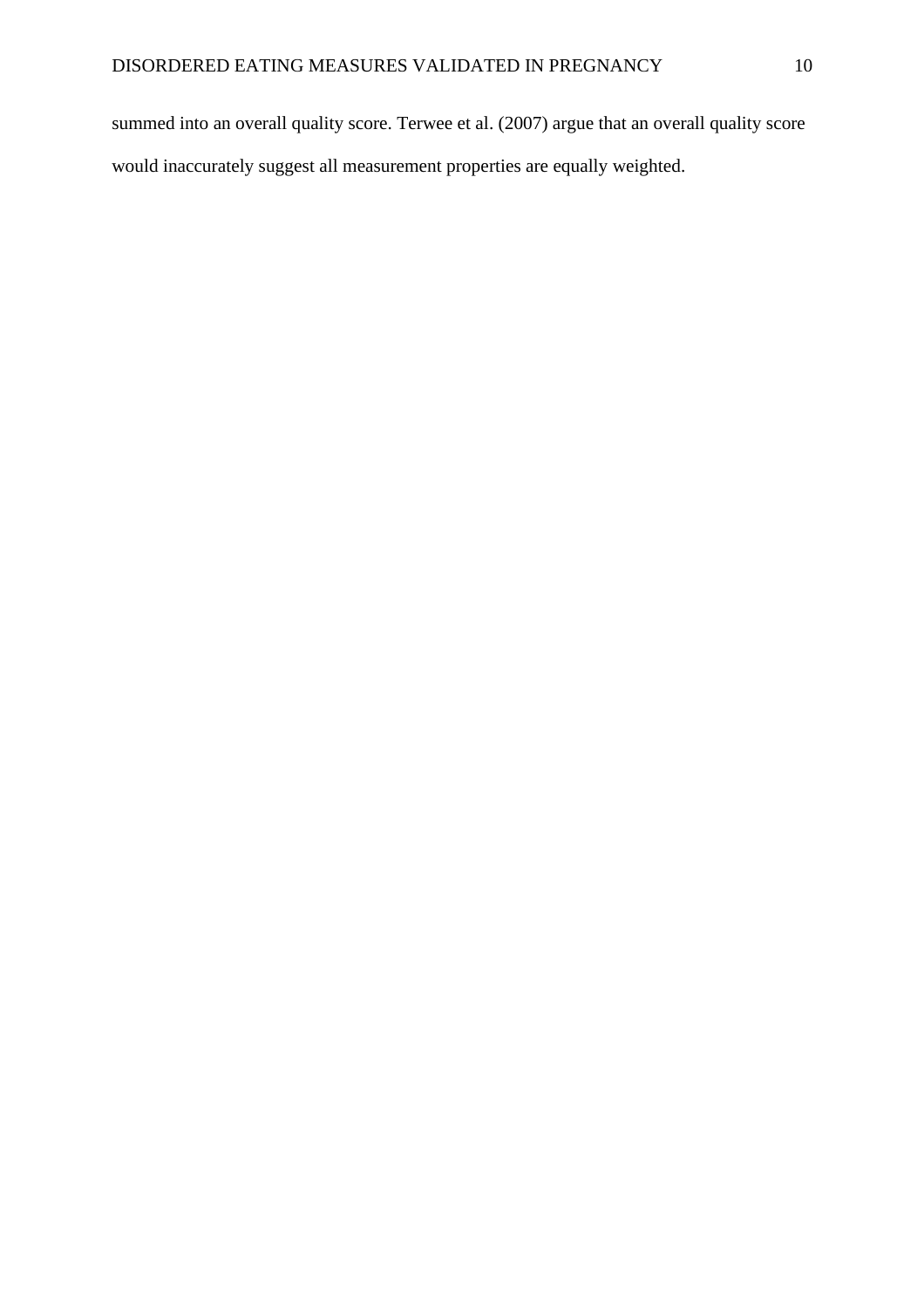summed into an overall quality score. Terwee et al. (2007) argue that an overall quality score would inaccurately suggest all measurement properties are equally weighted.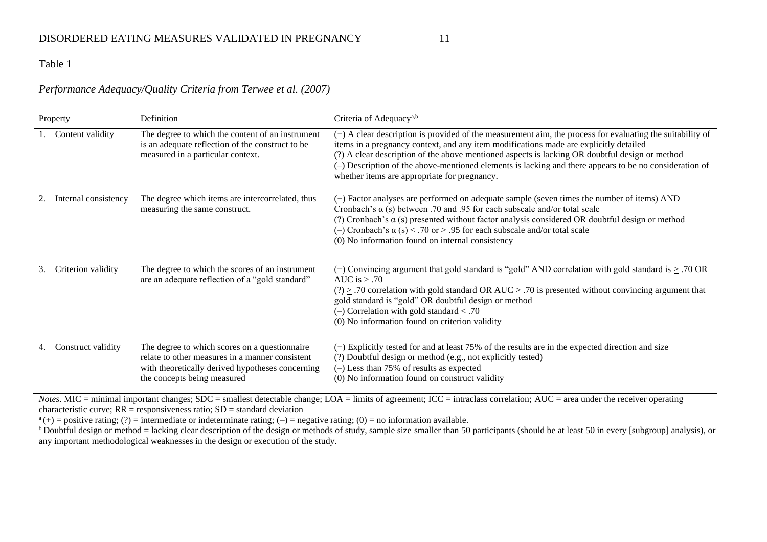Table 1

*Performance Adequacy/Quality Criteria from Terwee et al. (2007)*

| Property | Definition | Criteria of Adequacy[a,b] |
|---|---|---|
| 1. Content validity | The degree to which the content of an instrument is an adequate reflection of the construct to be measured in a particular context. | (+) A clear description is provided of the measurement aim, the process for evaluating the suitability of items in a pregnancy context, and any item modifications made are explicitly detailed<br>(?) A clear description of the above mentioned aspects is lacking OR doubtful design or method<br>(–) Description of the above-mentioned elements is lacking and there appears to be no consideration of whether items are appropriate for pregnancy. |
| 2. Internal consistency | The degree which items are intercorrelated, thus measuring the same construct. | (+) Factor analyses are performed on adequate sample (seven times the number of items) AND Cronbach's α (s) between .70 and .95 for each subscale and/or total scale<br>(?) Cronbach's α (s) presented without factor analysis considered OR doubtful design or method<br>(–) Cronbach's α (s) < .70 or > .95 for each subscale and/or total scale<br>(0) No information found on internal consistency |
| 3. Criterion validity | The degree to which the scores of an instrument are an adequate reflection of a "gold standard" | (+) Convincing argument that gold standard is "gold" AND correlation with gold standard is ≥ .70 OR AUC is > .70<br>(?) ≥ .70 correlation with gold standard OR AUC > .70 is presented without convincing argument that gold standard is "gold" OR doubtful design or method<br>(–) Correlation with gold standard < .70<br>(0) No information found on criterion validity |
| 4. Construct validity | The degree to which scores on a questionnaire relate to other measures in a manner consistent with theoretically derived hypotheses concerning the concepts being measured | (+) Explicitly tested for and at least 75% of the results are in the expected direction and size<br>(?) Doubtful design or method (e.g., not explicitly tested)<br>(–) Less than 75% of results as expected<br>(0) No information found on construct validity |

*Notes*. MIC = minimal important changes; SDC = smallest detectable change; LOA = limits of agreement; ICC = intraclass correlation; AUC = area under the receiver operating characteristic curve; RR = responsiveness ratio; SD = standard deviation

[a] (+) = positive rating; (?) = intermediate or indeterminate rating; (–) = negative rating; (0) = no information available.

[b] Doubtful design or method = lacking clear description of the design or methods of study, sample size smaller than 50 participants (should be at least 50 in every [subgroup] analysis), or any important methodological weaknesses in the design or execution of the study.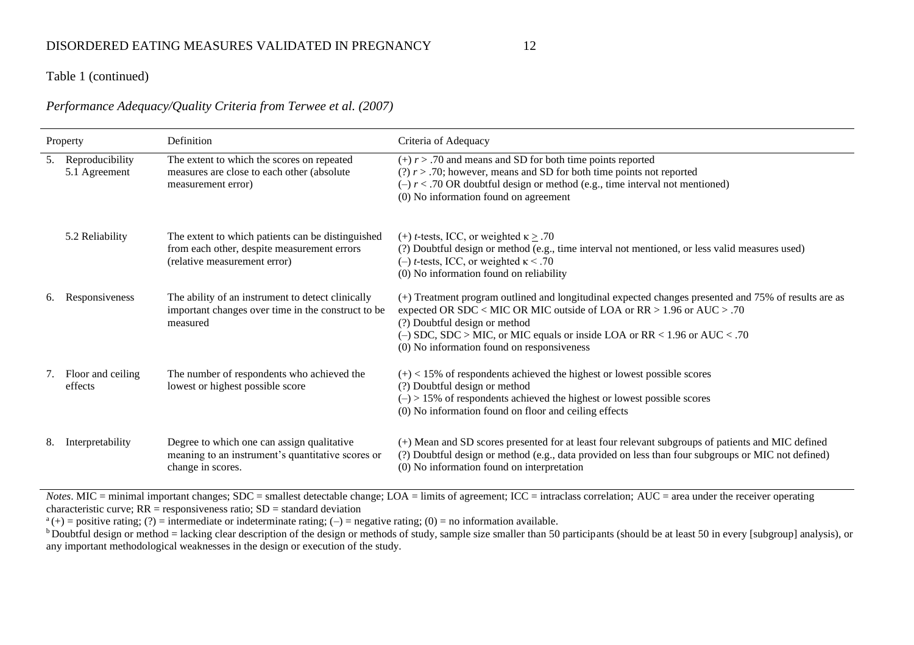Table 1 (continued)

*Performance Adequacy/Quality Criteria from Terwee et al. (2007)*

| Property | Definition | Criteria of Adequacy |
|---|---|---|
| 5. Reproducibility<br>5.1 Agreement | The extent to which the scores on repeated measures are close to each other (absolute measurement error) | (+) $r > .70$ and means and SD for both time points reported<br>(?) $r > .70$; however, means and SD for both time points not reported<br>(–) $r < .70$ OR doubtful design or method (e.g., time interval not mentioned)<br>(0) No information found on agreement |
| 5.2 Reliability | The extent to which patients can be distinguished from each other, despite measurement errors (relative measurement error) | (+) *t*-tests, ICC, or weighted $\kappa \geq .70$<br>(?) Doubtful design or method (e.g., time interval not mentioned, or less valid measures used)<br>(–) *t*-tests, ICC, or weighted $\kappa < .70$<br>(0) No information found on reliability |
| 6. Responsiveness | The ability of an instrument to detect clinically important changes over time in the construct to be measured | (+) Treatment program outlined and longitudinal expected changes presented and 75% of results are as expected OR SDC < MIC OR MIC outside of LOA or RR > 1.96 or AUC > .70<br>(?) Doubtful design or method<br>(–) SDC, SDC > MIC, or MIC equals or inside LOA or RR < 1.96 or AUC < .70<br>(0) No information found on responsiveness |
| 7. Floor and ceiling effects | The number of respondents who achieved the lowest or highest possible score | (+) < 15% of respondents achieved the highest or lowest possible scores<br>(?) Doubtful design or method<br>(–) > 15% of respondents achieved the highest or lowest possible scores<br>(0) No information found on floor and ceiling effects |
| 8. Interpretability | Degree to which one can assign qualitative meaning to an instrument's quantitative scores or change in scores. | (+) Mean and SD scores presented for at least four relevant subgroups of patients and MIC defined<br>(?) Doubtful design or method (e.g., data provided on less than four subgroups or MIC not defined)<br>(0) No information found on interpretation |

*Notes*. MIC = minimal important changes; SDC = smallest detectable change; LOA = limits of agreement; ICC = intraclass correlation; AUC = area under the receiver operating characteristic curve; RR = responsiveness ratio; SD = standard deviation

[a] (+) = positive rating; (?) = intermediate or indeterminate rating; (–) = negative rating; (0) = no information available.

[b] Doubtful design or method = lacking clear description of the design or methods of study, sample size smaller than 50 participants (should be at least 50 in every [subgroup] analysis), or any important methodological weaknesses in the design or execution of the study.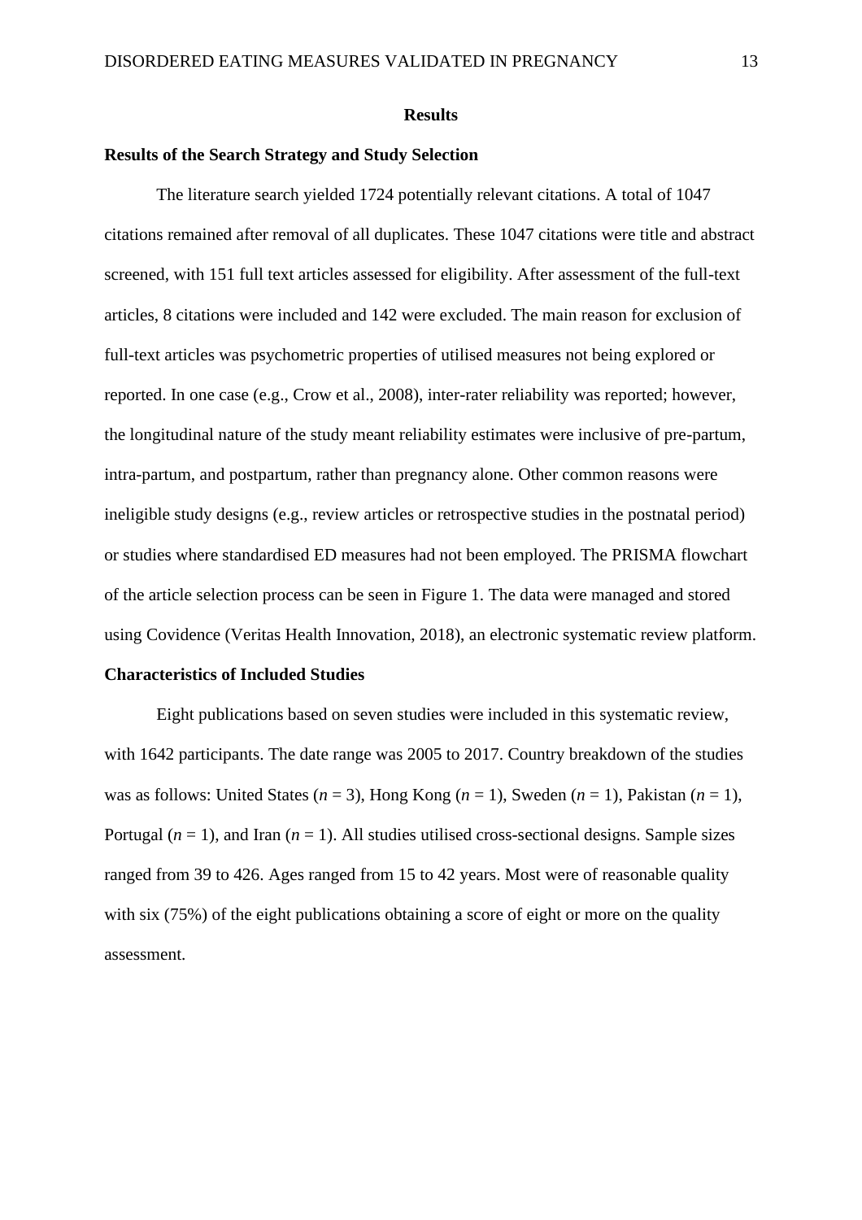# Results

## Results of the Search Strategy and Study Selection

The literature search yielded 1724 potentially relevant citations. A total of 1047 citations remained after removal of all duplicates. These 1047 citations were title and abstract screened, with 151 full text articles assessed for eligibility. After assessment of the full-text articles, 8 citations were included and 142 were excluded. The main reason for exclusion of full-text articles was psychometric properties of utilised measures not being explored or reported. In one case (e.g., Crow et al., 2008), inter-rater reliability was reported; however, the longitudinal nature of the study meant reliability estimates were inclusive of pre-partum, intra-partum, and postpartum, rather than pregnancy alone. Other common reasons were ineligible study designs (e.g., review articles or retrospective studies in the postnatal period) or studies where standardised ED measures had not been employed. The PRISMA flowchart of the article selection process can be seen in Figure 1. The data were managed and stored using Covidence (Veritas Health Innovation, 2018), an electronic systematic review platform.

## Characteristics of Included Studies

Eight publications based on seven studies were included in this systematic review, with 1642 participants. The date range was 2005 to 2017. Country breakdown of the studies was as follows: United States (*n* = 3), Hong Kong (*n* = 1), Sweden (*n* = 1), Pakistan (*n* = 1), Portugal (*n* = 1), and Iran (*n* = 1). All studies utilised cross-sectional designs. Sample sizes ranged from 39 to 426. Ages ranged from 15 to 42 years. Most were of reasonable quality with six (75%) of the eight publications obtaining a score of eight or more on the quality assessment.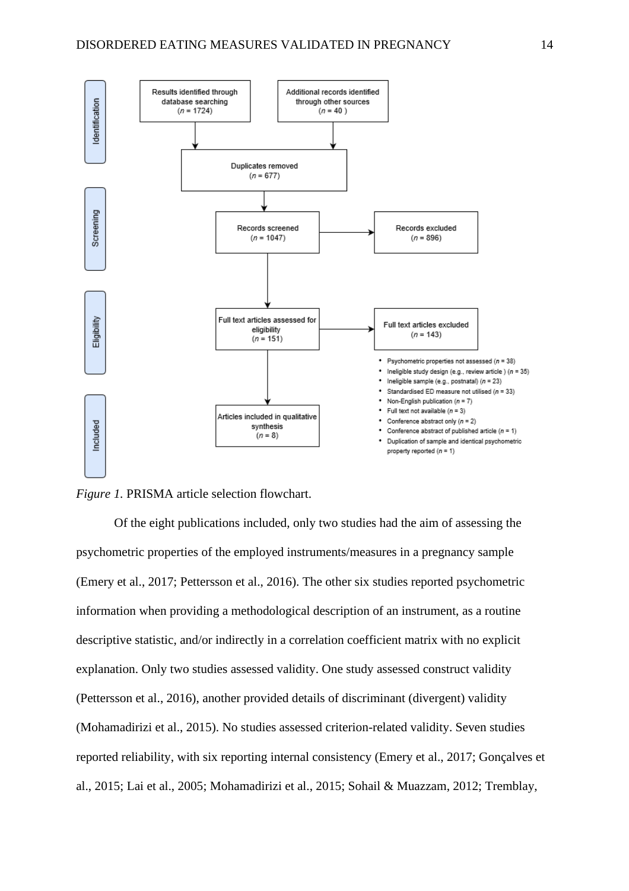**Identification**

Results identified through database searching ($n$ = 1724)

Additional records identified through other sources ($n$ = 40)

Duplicates removed ($n$ = 677)

**Screening**

Records screened ($n$ = 1047)

Records excluded ($n$ = 896)

**Eligibility**

Full text articles assessed for eligibility ($n$ = 151)

Full text articles excluded ($n$ = 143)

- Psychometric properties not assessed ($n$ = 38)
- Ineligible study design (e.g., review article ) ($n$ = 35)
- Ineligible sample (e.g., postnatal) ($n$ = 23)
- Standardised ED measure not utilised ($n$ = 33)
- Non-English publication ($n$ = 7)
- Full text not available ($n$ = 3)
- Conference abstract only ($n$ = 2)
- Conference abstract of published article ($n$ = 1)
- Duplication of sample and identical psychometric property reported ($n$ = 1)

**Included**

Articles included in qualitative synthesis ($n$ = 8)

*Figure 1.* PRISMA article selection flowchart.

Of the eight publications included, only two studies had the aim of assessing the psychometric properties of the employed instruments/measures in a pregnancy sample (Emery et al., 2017; Pettersson et al., 2016). The other six studies reported psychometric information when providing a methodological description of an instrument, as a routine descriptive statistic, and/or indirectly in a correlation coefficient matrix with no explicit explanation. Only two studies assessed validity. One study assessed construct validity (Pettersson et al., 2016), another provided details of discriminant (divergent) validity (Mohamadirizi et al., 2015). No studies assessed criterion-related validity. Seven studies reported reliability, with six reporting internal consistency (Emery et al., 2017; Gonçalves et al., 2015; Lai et al., 2005; Mohamadirizi et al., 2015; Sohail & Muazzam, 2012; Tremblay,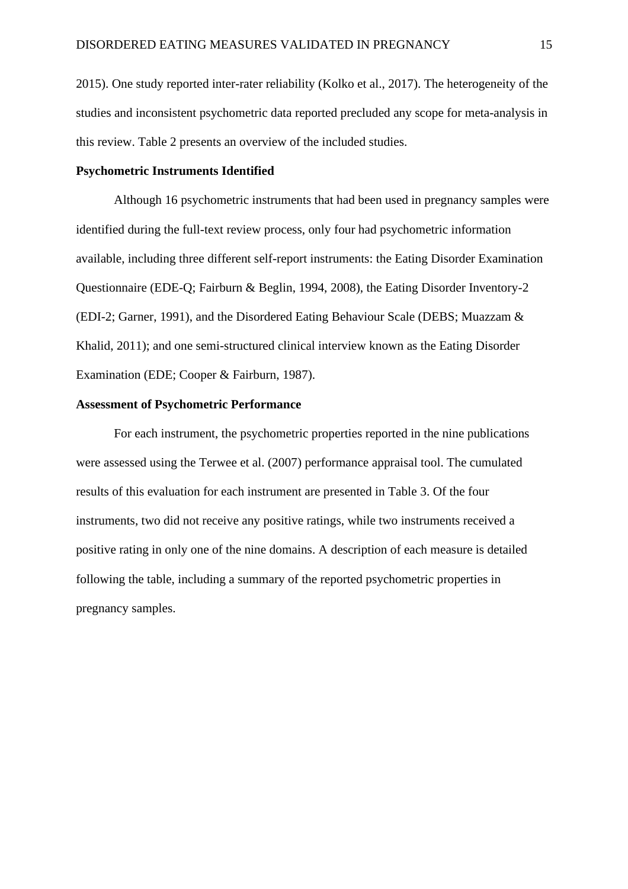2015). One study reported inter-rater reliability (Kolko et al., 2017). The heterogeneity of the studies and inconsistent psychometric data reported precluded any scope for meta-analysis in this review. Table 2 presents an overview of the included studies.

**Psychometric Instruments Identified**

Although 16 psychometric instruments that had been used in pregnancy samples were identified during the full-text review process, only four had psychometric information available, including three different self-report instruments: the Eating Disorder Examination Questionnaire (EDE-Q; Fairburn & Beglin, 1994, 2008), the Eating Disorder Inventory-2 (EDI-2; Garner, 1991), and the Disordered Eating Behaviour Scale (DEBS; Muazzam & Khalid, 2011); and one semi-structured clinical interview known as the Eating Disorder Examination (EDE; Cooper & Fairburn, 1987).

**Assessment of Psychometric Performance**

For each instrument, the psychometric properties reported in the nine publications were assessed using the Terwee et al. (2007) performance appraisal tool. The cumulated results of this evaluation for each instrument are presented in Table 3. Of the four instruments, two did not receive any positive ratings, while two instruments received a positive rating in only one of the nine domains. A description of each measure is detailed following the table, including a summary of the reported psychometric properties in pregnancy samples.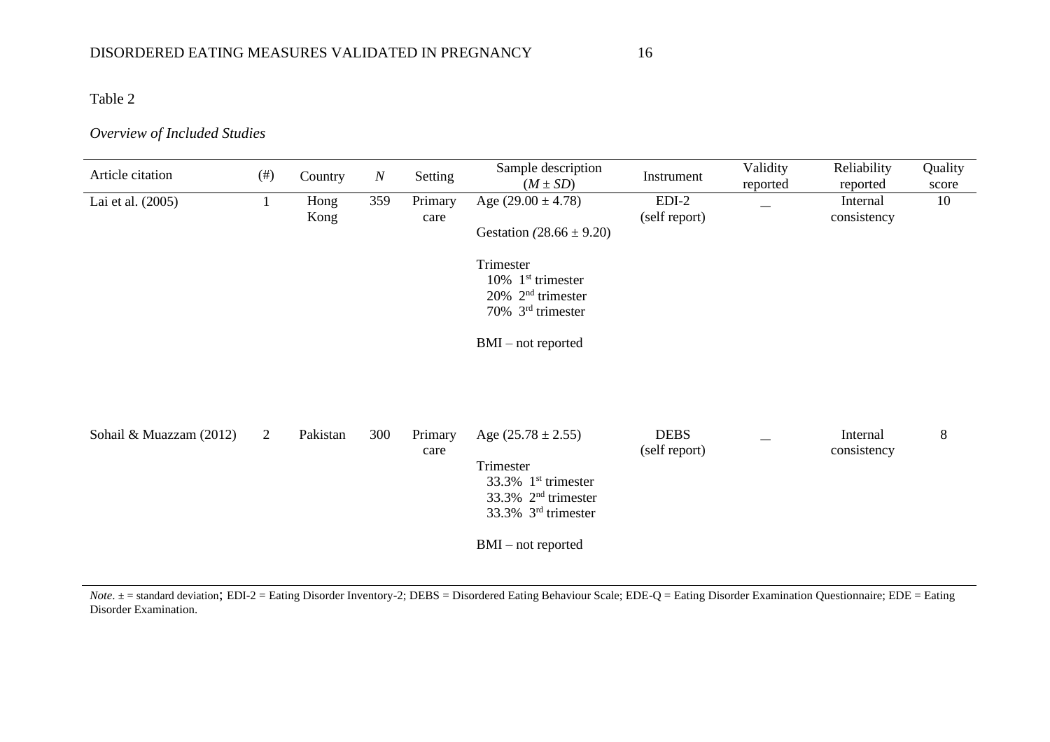Table 2

*Overview of Included Studies*

| Article citation | (#) | Country | *N* | Setting | Sample description ($M \pm SD$) | Instrument | Validity reported | Reliability reported | Quality score |
|---|---|---|---|---|---|---|---|---|---|
| Lai et al. (2005) | 1 | Hong Kong | 359 | Primary care | Age (29.00 ± 4.78)<br><br>Gestation (28.66 ± 9.20)<br><br>Trimester<br>10% 1[st] trimester<br>20% 2[nd] trimester<br>70% 3[rd] trimester<br><br>BMI – not reported | EDI-2 (self report) | _ | Internal consistency | 10 |
| Sohail & Muazzam (2012) | 2 | Pakistan | 300 | Primary care | Age (25.78 ± 2.55)<br><br>Trimester<br>33.3% 1[st] trimester<br>33.3% 2[nd] trimester<br>33.3% 3[rd] trimester<br><br>BMI – not reported | DEBS (self report) | _ | Internal consistency | 8 |

*Note*. ± = standard deviation; EDI-2 = Eating Disorder Inventory-2; DEBS = Disordered Eating Behaviour Scale; EDE-Q = Eating Disorder Examination Questionnaire; EDE = Eating Disorder Examination.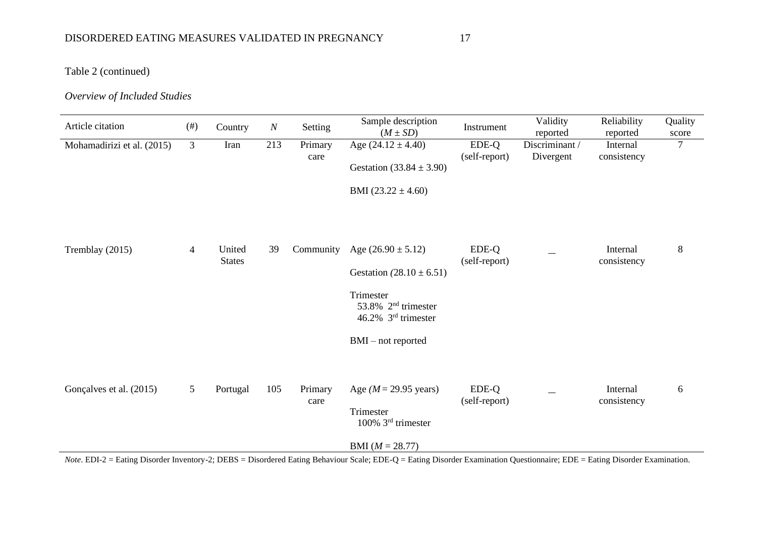Table 2 (continued)

*Overview of Included Studies*

| Article citation | (#) | Country | *N* | Setting | Sample description ($M \pm SD$) | Instrument | Validity reported | Reliability reported | Quality score |
|---|---|---|---|---|---|---|---|---|---|
| Mohamadirizi et al. (2015) | 3 | Iran | 213 | Primary care | Age (24.12 ± 4.40)<br><br>Gestation (33.84 ± 3.90)<br><br>BMI (23.22 ± 4.60) | EDE-Q (self-report) | Discriminant / Divergent | Internal consistency | 7 |
| Tremblay (2015) | 4 | United States | 39 | Community | Age (26.90 ± 5.12)<br><br>Gestation *(*28.10 ± 6.51)<br><br>Trimester<br>53.8% 2nd trimester<br>46.2% 3rd trimester<br><br>BMI – not reported | EDE-Q (self-report) | _ | Internal consistency | 8 |
| Gonçalves et al. (2015) | 5 | Portugal | 105 | Primary care | Age *(M* = 29.95 years)<br><br>Trimester<br>100% 3rd trimester<br><br>BMI (*M* = 28.77) | EDE-Q (self-report) | _ | Internal consistency | 6 |

*Note*. EDI-2 = Eating Disorder Inventory-2; DEBS = Disordered Eating Behaviour Scale; EDE-Q = Eating Disorder Examination Questionnaire; EDE = Eating Disorder Examination.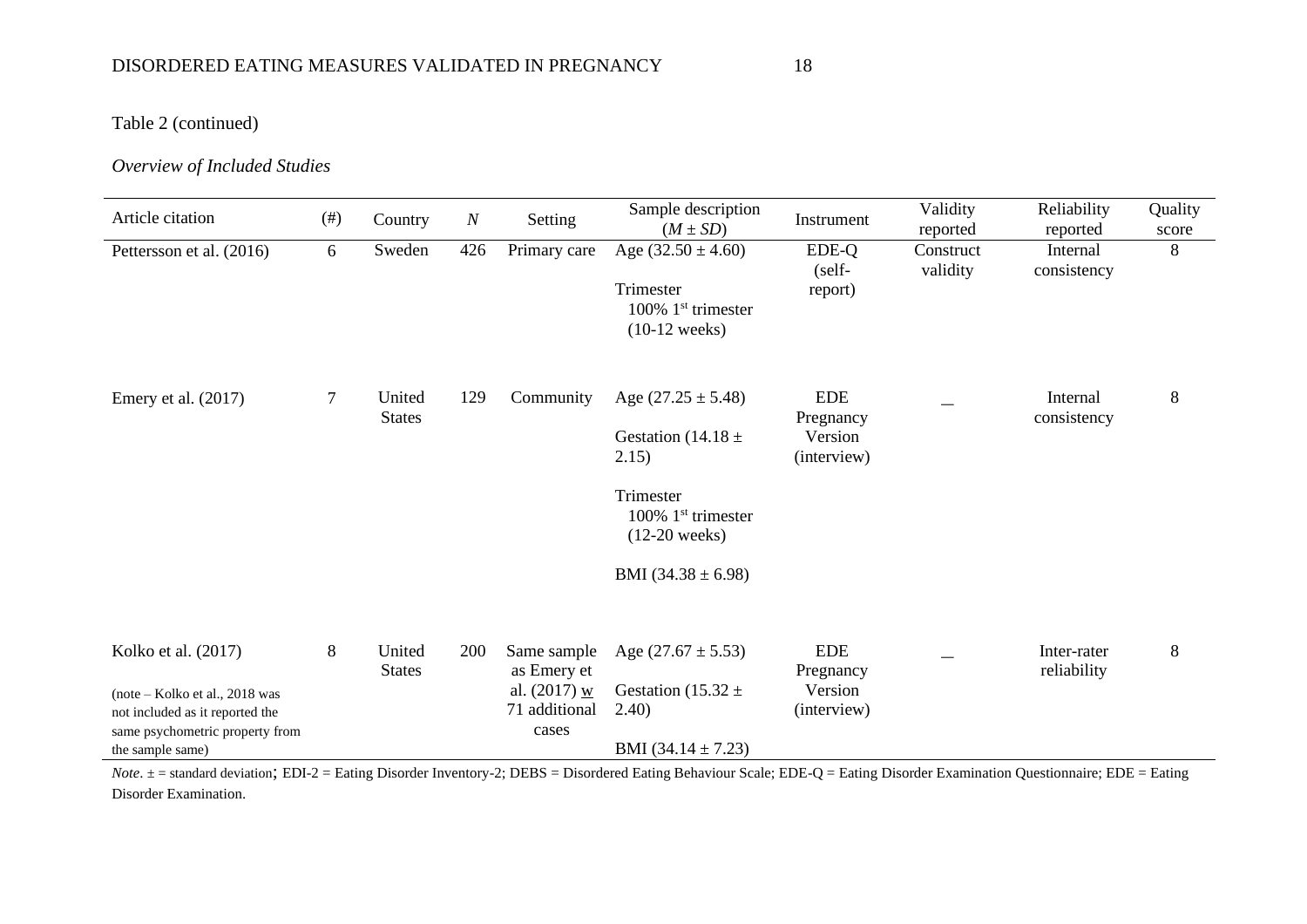Table 2 (continued)

*Overview of Included Studies*

| Article citation | (#) | Country | *N* | Setting | Sample description ($M \pm SD$) | Instrument | Validity reported | Reliability reported | Quality score |
|---|---|---|---|---|---|---|---|---|---|
| Pettersson et al. (2016) | 6 | Sweden | 426 | Primary care | Age ($32.50 \pm 4.60$)<br><br>Trimester<br>100% 1st trimester (10-12 weeks) | EDE-Q (self-report) | Construct validity | Internal consistency | 8 |
| Emery et al. (2017) | 7 | United States | 129 | Community | Age ($27.25 \pm 5.48$)<br><br>Gestation ($14.18 \pm 2.15$)<br><br>Trimester<br>100% 1st trimester (12-20 weeks)<br><br>BMI ($34.38 \pm 6.98$) | EDE Pregnancy Version (interview) | _ | Internal consistency | 8 |
| Kolko et al. (2017)<br><br>(note – Kolko et al., 2018 was not included as it reported the same psychometric property from the sample same) | 8 | United States | 200 | Same sample as Emery et al. (2017) w 71 additional cases | Age ($27.67 \pm 5.53$)<br><br>Gestation ($15.32 \pm 2.40$)<br><br>BMI ($34.14 \pm 7.23$) | EDE Pregnancy Version (interview) | _ | Inter-rater reliability | 8 |

*Note*. ± = standard deviation; EDI-2 = Eating Disorder Inventory-2; DEBS = Disordered Eating Behaviour Scale; EDE-Q = Eating Disorder Examination Questionnaire; EDE = Eating Disorder Examination.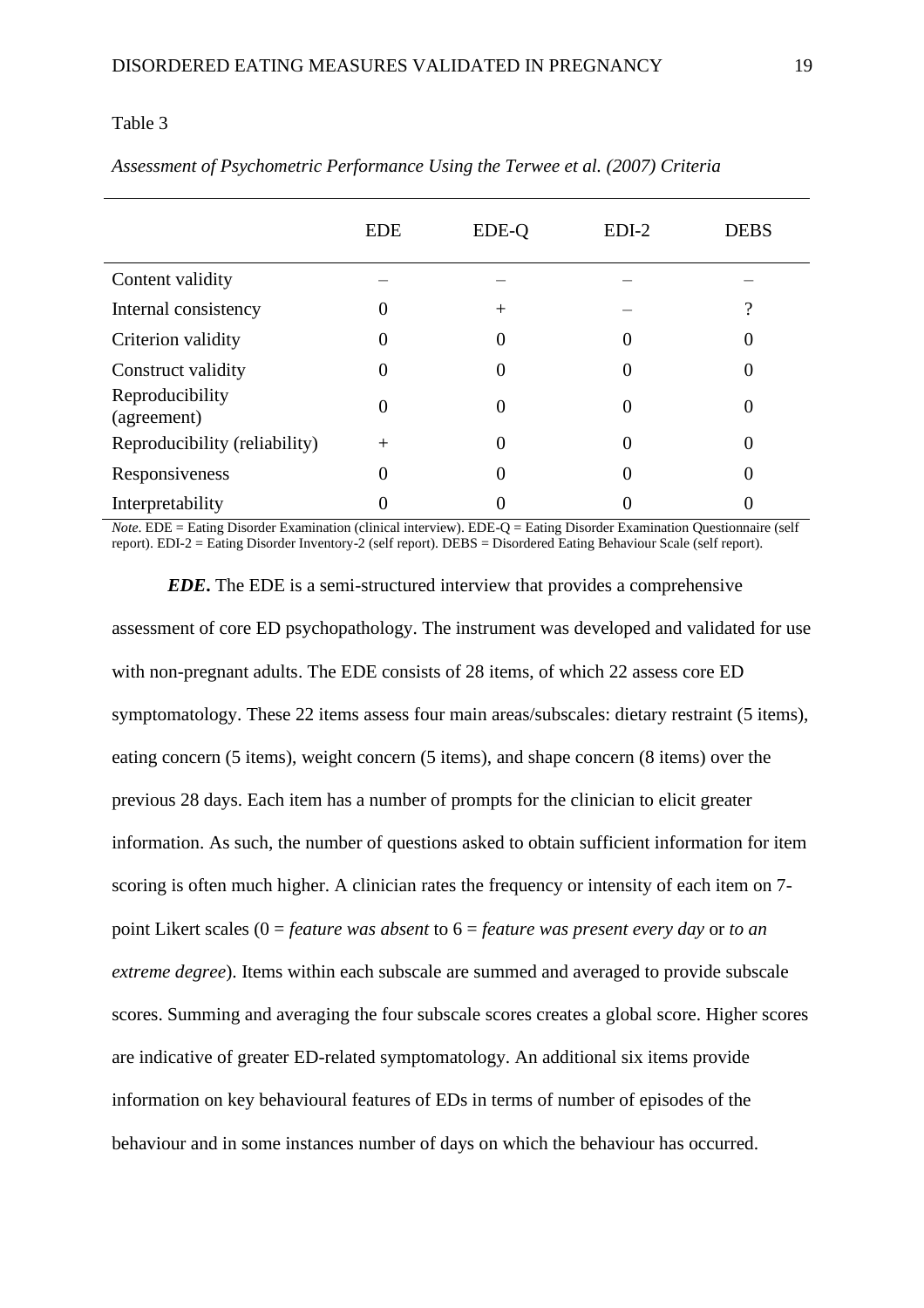Table 3

*Assessment of Psychometric Performance Using the Terwee et al. (2007) Criteria*

| | EDE | EDE-Q | EDI-2 | DEBS |
|---|---|---|---|---|
| Content validity | – | – | – | – |
| Internal consistency | 0 | + | – | ? |
| Criterion validity | 0 | 0 | 0 | 0 |
| Construct validity | 0 | 0 | 0 | 0 |
| Reproducibility (agreement) | 0 | 0 | 0 | 0 |
| Reproducibility (reliability) | + | 0 | 0 | 0 |
| Responsiveness | 0 | 0 | 0 | 0 |
| Interpretability | 0 | 0 | 0 | 0 |

*Note.* EDE = Eating Disorder Examination (clinical interview). EDE-Q = Eating Disorder Examination Questionnaire (self report). EDI-2 = Eating Disorder Inventory-2 (self report). DEBS = Disordered Eating Behaviour Scale (self report).

***EDE*.** The EDE is a semi-structured interview that provides a comprehensive assessment of core ED psychopathology. The instrument was developed and validated for use with non-pregnant adults. The EDE consists of 28 items, of which 22 assess core ED symptomatology. These 22 items assess four main areas/subscales: dietary restraint (5 items), eating concern (5 items), weight concern (5 items), and shape concern (8 items) over the previous 28 days. Each item has a number of prompts for the clinician to elicit greater information. As such, the number of questions asked to obtain sufficient information for item scoring is often much higher. A clinician rates the frequency or intensity of each item on 7-point Likert scales (0 = *feature was absent* to 6 = *feature was present every day* or *to an extreme degree*). Items within each subscale are summed and averaged to provide subscale scores. Summing and averaging the four subscale scores creates a global score. Higher scores are indicative of greater ED-related symptomatology. An additional six items provide information on key behavioural features of EDs in terms of number of episodes of the behaviour and in some instances number of days on which the behaviour has occurred.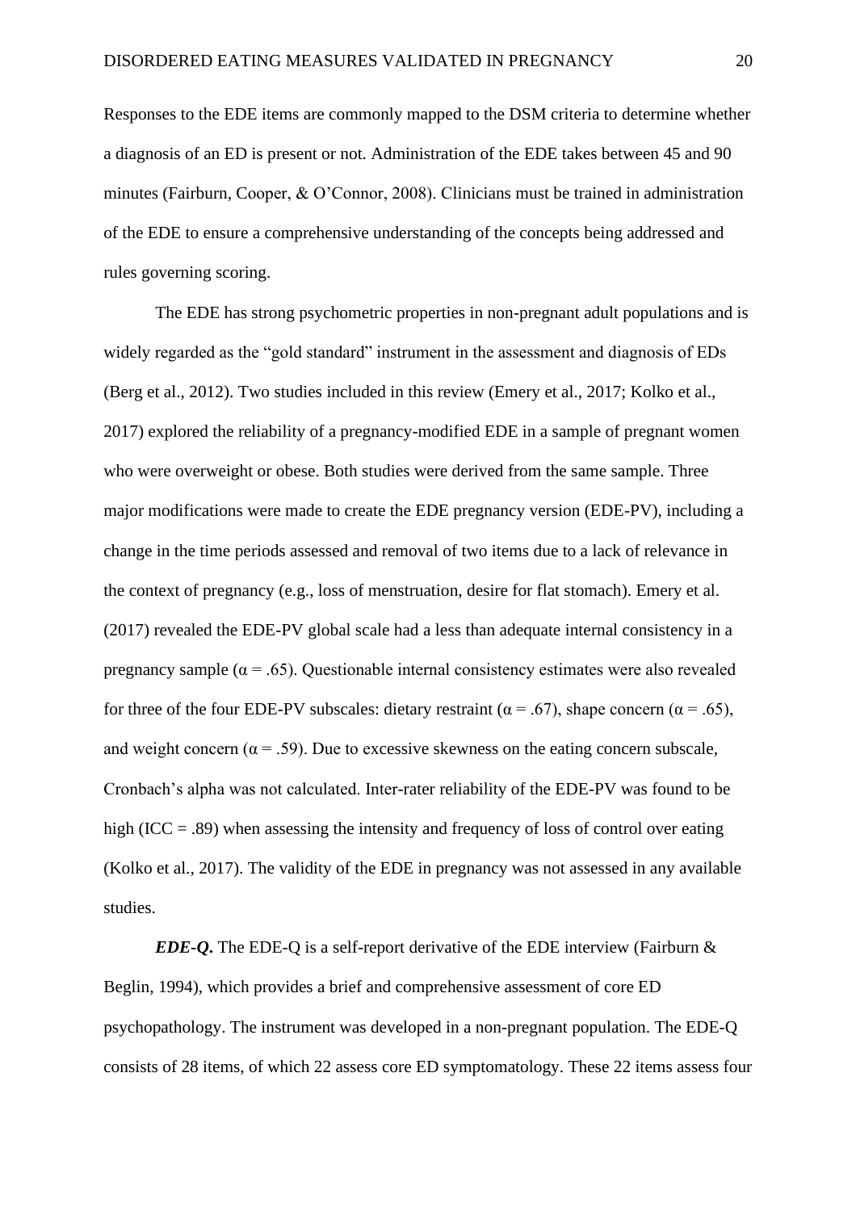Responses to the EDE items are commonly mapped to the DSM criteria to determine whether a diagnosis of an ED is present or not. Administration of the EDE takes between 45 and 90 minutes (Fairburn, Cooper, & O'Connor, 2008). Clinicians must be trained in administration of the EDE to ensure a comprehensive understanding of the concepts being addressed and rules governing scoring.

The EDE has strong psychometric properties in non-pregnant adult populations and is widely regarded as the "gold standard" instrument in the assessment and diagnosis of EDs (Berg et al., 2012). Two studies included in this review (Emery et al., 2017; Kolko et al., 2017) explored the reliability of a pregnancy-modified EDE in a sample of pregnant women who were overweight or obese. Both studies were derived from the same sample. Three major modifications were made to create the EDE pregnancy version (EDE-PV), including a change in the time periods assessed and removal of two items due to a lack of relevance in the context of pregnancy (e.g., loss of menstruation, desire for flat stomach). Emery et al. (2017) revealed the EDE-PV global scale had a less than adequate internal consistency in a pregnancy sample ($\alpha = .65$). Questionable internal consistency estimates were also revealed for three of the four EDE-PV subscales: dietary restraint ($\alpha = .67$), shape concern ($\alpha = .65$), and weight concern ($\alpha = .59$). Due to excessive skewness on the eating concern subscale, Cronbach's alpha was not calculated. Inter-rater reliability of the EDE-PV was found to be high (ICC = .89) when assessing the intensity and frequency of loss of control over eating (Kolko et al., 2017). The validity of the EDE in pregnancy was not assessed in any available studies.

***EDE-Q.*** The EDE-Q is a self-report derivative of the EDE interview (Fairburn & Beglin, 1994), which provides a brief and comprehensive assessment of core ED psychopathology. The instrument was developed in a non-pregnant population. The EDE-Q consists of 28 items, of which 22 assess core ED symptomatology. These 22 items assess four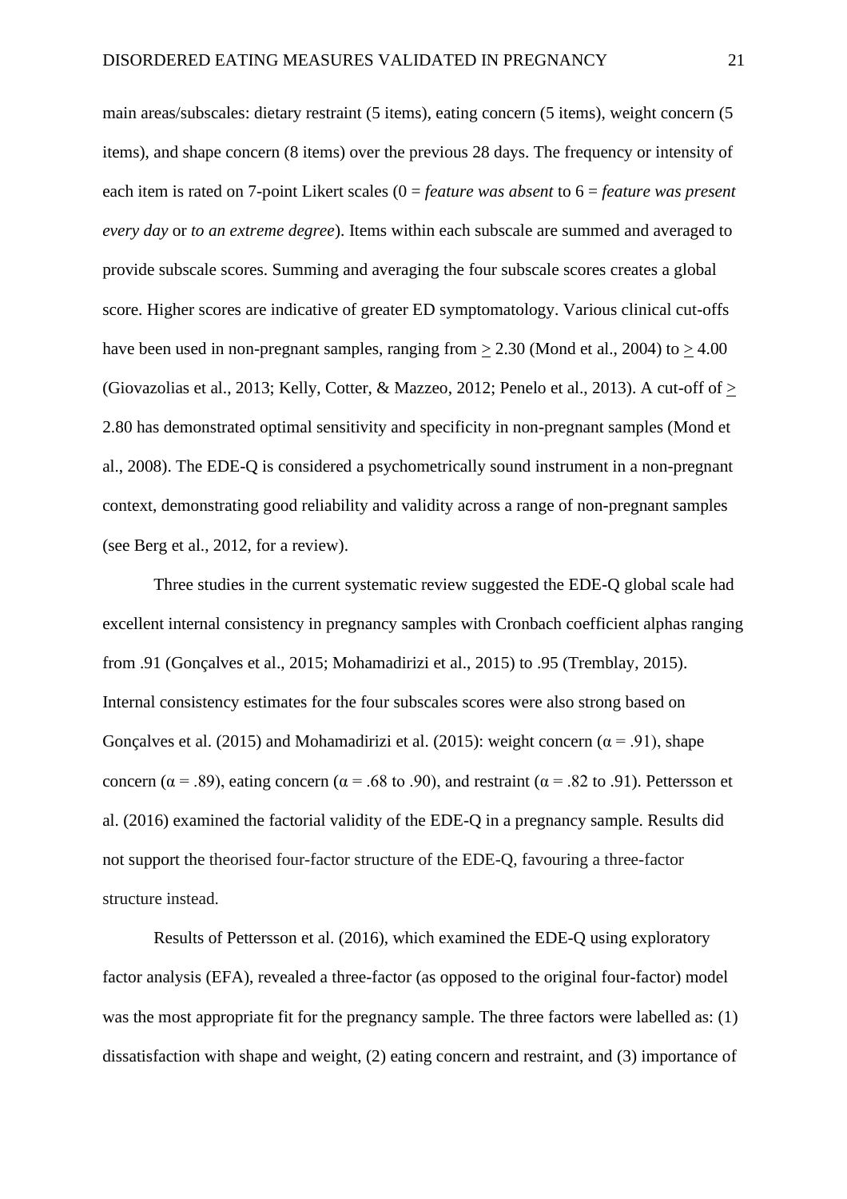main areas/subscales: dietary restraint (5 items), eating concern (5 items), weight concern (5 items), and shape concern (8 items) over the previous 28 days. The frequency or intensity of each item is rated on 7-point Likert scales (0 = *feature was absent* to 6 = *feature was present every day* or *to an extreme degree*). Items within each subscale are summed and averaged to provide subscale scores. Summing and averaging the four subscale scores creates a global score. Higher scores are indicative of greater ED symptomatology. Various clinical cut-offs have been used in non-pregnant samples, ranging from $\geq$ 2.30 (Mond et al., 2004) to $\geq$ 4.00 (Giovazolias et al., 2013; Kelly, Cotter, & Mazzeo, 2012; Penelo et al., 2013). A cut-off of $\geq$ 2.80 has demonstrated optimal sensitivity and specificity in non-pregnant samples (Mond et al., 2008). The EDE-Q is considered a psychometrically sound instrument in a non-pregnant context, demonstrating good reliability and validity across a range of non-pregnant samples (see Berg et al., 2012, for a review).

Three studies in the current systematic review suggested the EDE-Q global scale had excellent internal consistency in pregnancy samples with Cronbach coefficient alphas ranging from .91 (Gonçalves et al., 2015; Mohamadirizi et al., 2015) to .95 (Tremblay, 2015). Internal consistency estimates for the four subscales scores were also strong based on Gonçalves et al. (2015) and Mohamadirizi et al. (2015): weight concern ($\alpha$ = .91), shape concern ($\alpha$ = .89), eating concern ($\alpha$ = .68 to .90), and restraint ($\alpha$ = .82 to .91). Pettersson et al. (2016) examined the factorial validity of the EDE-Q in a pregnancy sample. Results did not support the theorised four-factor structure of the EDE-Q, favouring a three-factor structure instead.

Results of Pettersson et al. (2016), which examined the EDE-Q using exploratory factor analysis (EFA), revealed a three-factor (as opposed to the original four-factor) model was the most appropriate fit for the pregnancy sample. The three factors were labelled as: (1) dissatisfaction with shape and weight, (2) eating concern and restraint, and (3) importance of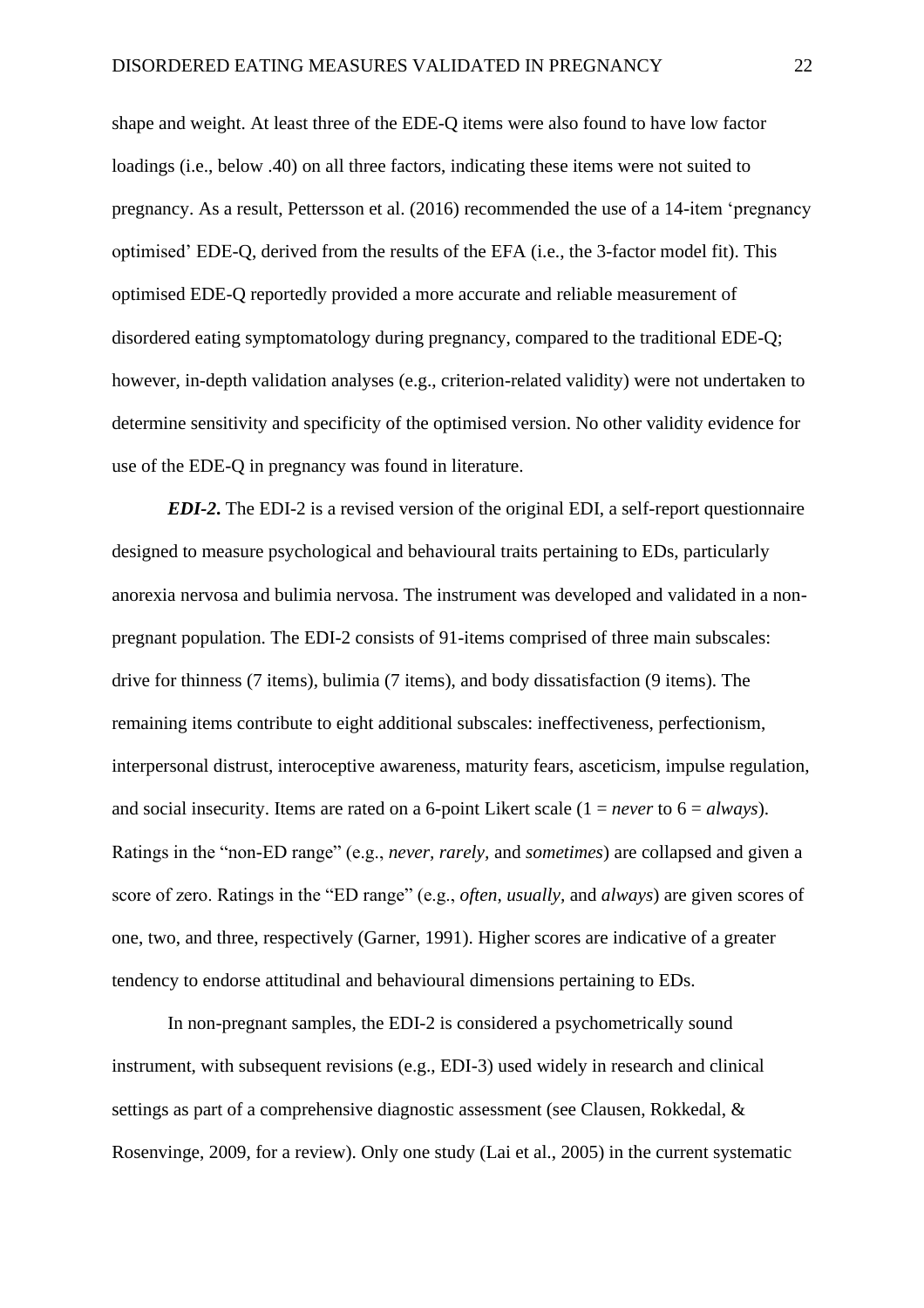shape and weight. At least three of the EDE-Q items were also found to have low factor loadings (i.e., below .40) on all three factors, indicating these items were not suited to pregnancy. As a result, Pettersson et al. (2016) recommended the use of a 14-item 'pregnancy optimised' EDE-Q, derived from the results of the EFA (i.e., the 3-factor model fit). This optimised EDE-Q reportedly provided a more accurate and reliable measurement of disordered eating symptomatology during pregnancy, compared to the traditional EDE-Q; however, in-depth validation analyses (e.g., criterion-related validity) were not undertaken to determine sensitivity and specificity of the optimised version. No other validity evidence for use of the EDE-Q in pregnancy was found in literature.

***EDI-2***. The EDI-2 is a revised version of the original EDI, a self-report questionnaire designed to measure psychological and behavioural traits pertaining to EDs, particularly anorexia nervosa and bulimia nervosa. The instrument was developed and validated in a non-pregnant population. The EDI-2 consists of 91-items comprised of three main subscales: drive for thinness (7 items), bulimia (7 items), and body dissatisfaction (9 items). The remaining items contribute to eight additional subscales: ineffectiveness, perfectionism, interpersonal distrust, interoceptive awareness, maturity fears, asceticism, impulse regulation, and social insecurity. Items are rated on a 6-point Likert scale (1 = *never* to 6 = *always*). Ratings in the "non-ED range" (e.g., *never, rarely,* and *sometimes*) are collapsed and given a score of zero. Ratings in the "ED range" (e.g., *often, usually,* and *always*) are given scores of one, two, and three, respectively (Garner, 1991). Higher scores are indicative of a greater tendency to endorse attitudinal and behavioural dimensions pertaining to EDs.

In non-pregnant samples, the EDI-2 is considered a psychometrically sound instrument, with subsequent revisions (e.g., EDI-3) used widely in research and clinical settings as part of a comprehensive diagnostic assessment (see Clausen, Rokkedal, & Rosenvinge, 2009, for a review). Only one study (Lai et al., 2005) in the current systematic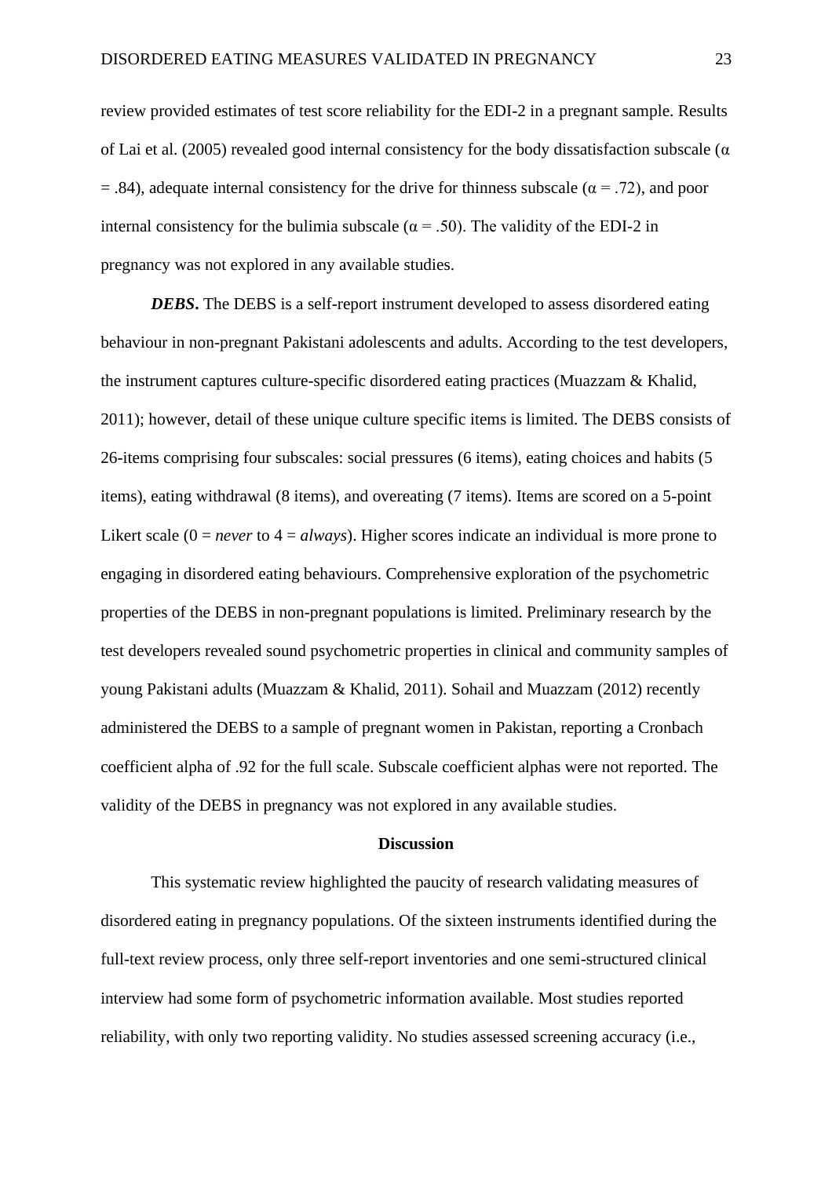review provided estimates of test score reliability for the EDI-2 in a pregnant sample. Results of Lai et al. (2005) revealed good internal consistency for the body dissatisfaction subscale ($\alpha = .84$), adequate internal consistency for the drive for thinness subscale ($\alpha = .72$), and poor internal consistency for the bulimia subscale ($\alpha = .50$). The validity of the EDI-2 in pregnancy was not explored in any available studies.

***DEBS*.** The DEBS is a self-report instrument developed to assess disordered eating behaviour in non-pregnant Pakistani adolescents and adults. According to the test developers, the instrument captures culture-specific disordered eating practices (Muazzam & Khalid, 2011); however, detail of these unique culture specific items is limited. The DEBS consists of 26-items comprising four subscales: social pressures (6 items), eating choices and habits (5 items), eating withdrawal (8 items), and overeating (7 items). Items are scored on a 5-point Likert scale (0 = *never* to 4 = *always*). Higher scores indicate an individual is more prone to engaging in disordered eating behaviours. Comprehensive exploration of the psychometric properties of the DEBS in non-pregnant populations is limited. Preliminary research by the test developers revealed sound psychometric properties in clinical and community samples of young Pakistani adults (Muazzam & Khalid, 2011). Sohail and Muazzam (2012) recently administered the DEBS to a sample of pregnant women in Pakistan, reporting a Cronbach coefficient alpha of .92 for the full scale. Subscale coefficient alphas were not reported. The validity of the DEBS in pregnancy was not explored in any available studies.

## Discussion

This systematic review highlighted the paucity of research validating measures of disordered eating in pregnancy populations. Of the sixteen instruments identified during the full-text review process, only three self-report inventories and one semi-structured clinical interview had some form of psychometric information available. Most studies reported reliability, with only two reporting validity. No studies assessed screening accuracy (i.e.,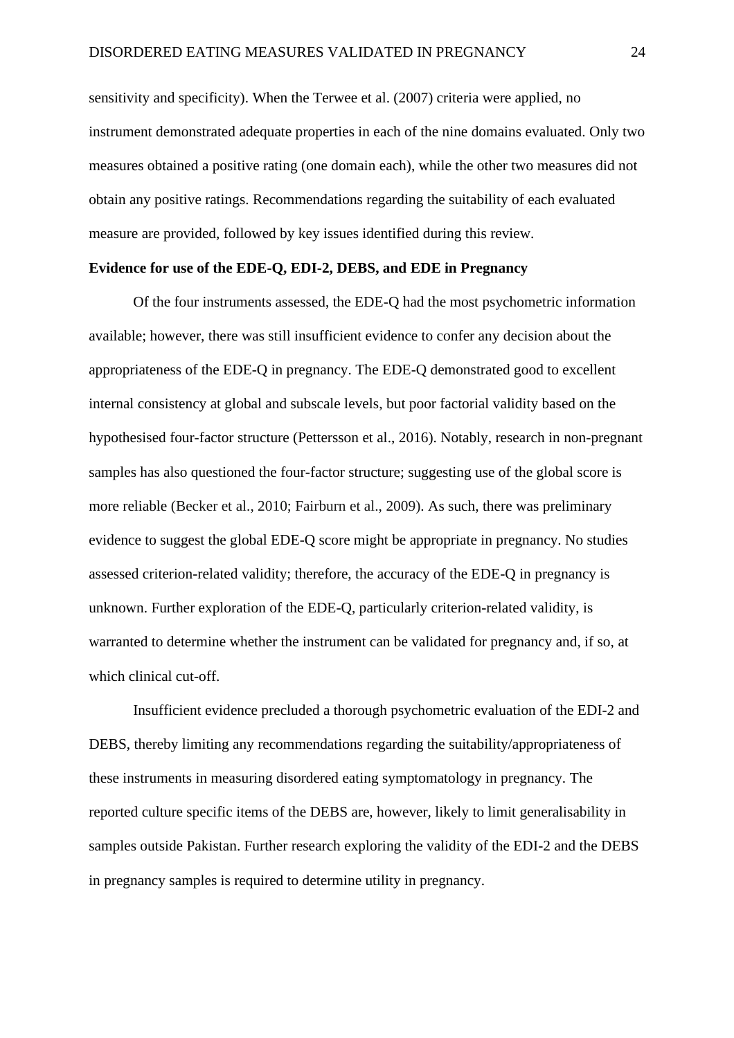sensitivity and specificity). When the Terwee et al. (2007) criteria were applied, no instrument demonstrated adequate properties in each of the nine domains evaluated. Only two measures obtained a positive rating (one domain each), while the other two measures did not obtain any positive ratings. Recommendations regarding the suitability of each evaluated measure are provided, followed by key issues identified during this review.

**Evidence for use of the EDE-Q, EDI-2, DEBS, and EDE in Pregnancy**

Of the four instruments assessed, the EDE-Q had the most psychometric information available; however, there was still insufficient evidence to confer any decision about the appropriateness of the EDE-Q in pregnancy. The EDE-Q demonstrated good to excellent internal consistency at global and subscale levels, but poor factorial validity based on the hypothesised four-factor structure (Pettersson et al., 2016). Notably, research in non-pregnant samples has also questioned the four-factor structure; suggesting use of the global score is more reliable (Becker et al., 2010; Fairburn et al., 2009). As such, there was preliminary evidence to suggest the global EDE-Q score might be appropriate in pregnancy. No studies assessed criterion-related validity; therefore, the accuracy of the EDE-Q in pregnancy is unknown. Further exploration of the EDE-Q, particularly criterion-related validity, is warranted to determine whether the instrument can be validated for pregnancy and, if so, at which clinical cut-off.

Insufficient evidence precluded a thorough psychometric evaluation of the EDI-2 and DEBS, thereby limiting any recommendations regarding the suitability/appropriateness of these instruments in measuring disordered eating symptomatology in pregnancy. The reported culture specific items of the DEBS are, however, likely to limit generalisability in samples outside Pakistan. Further research exploring the validity of the EDI-2 and the DEBS in pregnancy samples is required to determine utility in pregnancy.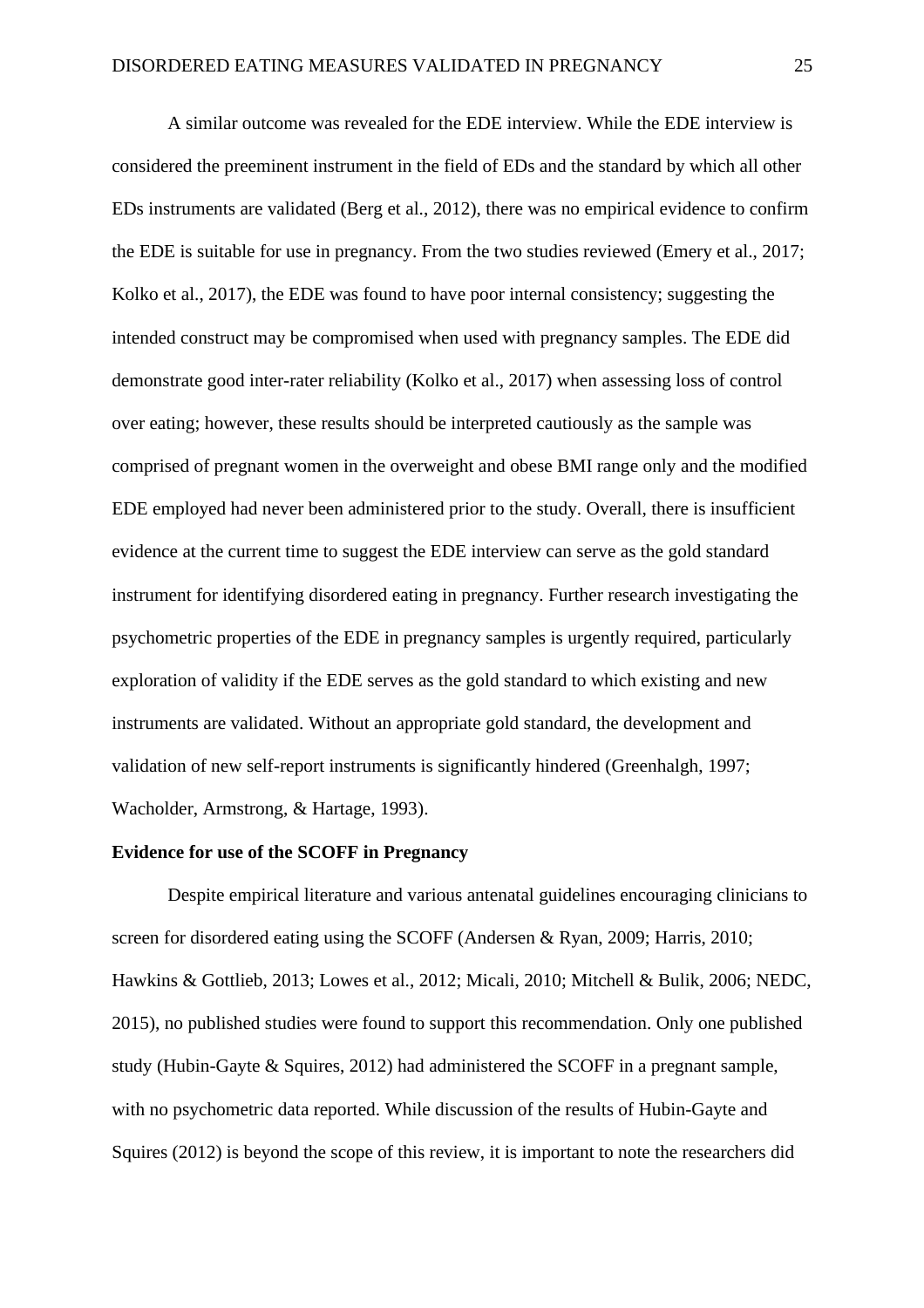A similar outcome was revealed for the EDE interview. While the EDE interview is considered the preeminent instrument in the field of EDs and the standard by which all other EDs instruments are validated (Berg et al., 2012), there was no empirical evidence to confirm the EDE is suitable for use in pregnancy. From the two studies reviewed (Emery et al., 2017; Kolko et al., 2017), the EDE was found to have poor internal consistency; suggesting the intended construct may be compromised when used with pregnancy samples. The EDE did demonstrate good inter-rater reliability (Kolko et al., 2017) when assessing loss of control over eating; however, these results should be interpreted cautiously as the sample was comprised of pregnant women in the overweight and obese BMI range only and the modified EDE employed had never been administered prior to the study. Overall, there is insufficient evidence at the current time to suggest the EDE interview can serve as the gold standard instrument for identifying disordered eating in pregnancy. Further research investigating the psychometric properties of the EDE in pregnancy samples is urgently required, particularly exploration of validity if the EDE serves as the gold standard to which existing and new instruments are validated. Without an appropriate gold standard, the development and validation of new self-report instruments is significantly hindered (Greenhalgh, 1997; Wacholder, Armstrong, & Hartage, 1993).

**Evidence for use of the SCOFF in Pregnancy**

Despite empirical literature and various antenatal guidelines encouraging clinicians to screen for disordered eating using the SCOFF (Andersen & Ryan, 2009; Harris, 2010; Hawkins & Gottlieb, 2013; Lowes et al., 2012; Micali, 2010; Mitchell & Bulik, 2006; NEDC, 2015), no published studies were found to support this recommendation. Only one published study (Hubin-Gayte & Squires, 2012) had administered the SCOFF in a pregnant sample, with no psychometric data reported. While discussion of the results of Hubin-Gayte and Squires (2012) is beyond the scope of this review, it is important to note the researchers did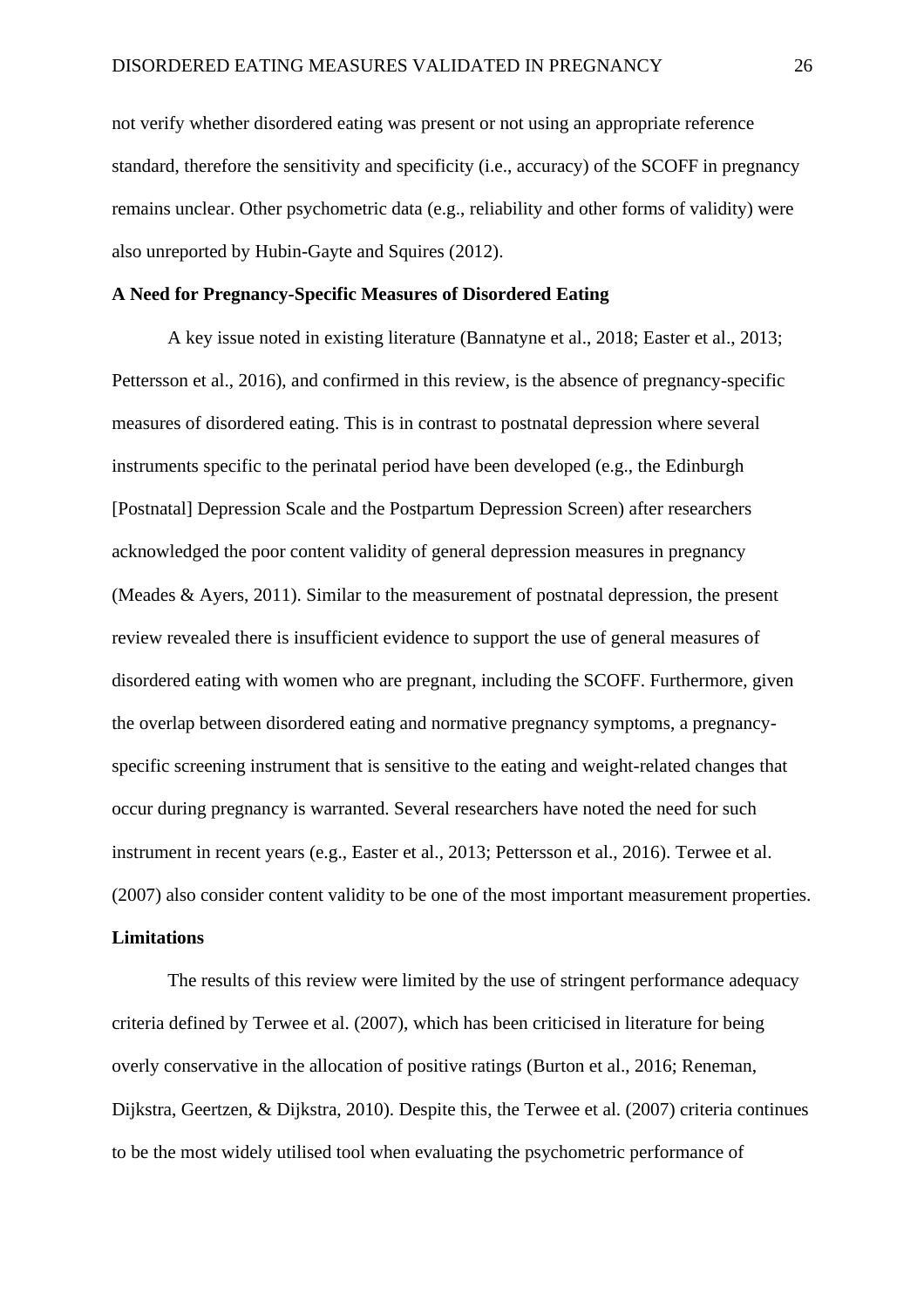not verify whether disordered eating was present or not using an appropriate reference standard, therefore the sensitivity and specificity (i.e., accuracy) of the SCOFF in pregnancy remains unclear. Other psychometric data (e.g., reliability and other forms of validity) were also unreported by Hubin-Gayte and Squires (2012).

**A Need for Pregnancy-Specific Measures of Disordered Eating**

A key issue noted in existing literature (Bannatyne et al., 2018; Easter et al., 2013; Pettersson et al., 2016), and confirmed in this review, is the absence of pregnancy-specific measures of disordered eating. This is in contrast to postnatal depression where several instruments specific to the perinatal period have been developed (e.g., the Edinburgh [Postnatal] Depression Scale and the Postpartum Depression Screen) after researchers acknowledged the poor content validity of general depression measures in pregnancy (Meades & Ayers, 2011). Similar to the measurement of postnatal depression, the present review revealed there is insufficient evidence to support the use of general measures of disordered eating with women who are pregnant, including the SCOFF. Furthermore, given the overlap between disordered eating and normative pregnancy symptoms, a pregnancy-specific screening instrument that is sensitive to the eating and weight-related changes that occur during pregnancy is warranted. Several researchers have noted the need for such instrument in recent years (e.g., Easter et al., 2013; Pettersson et al., 2016). Terwee et al. (2007) also consider content validity to be one of the most important measurement properties.

**Limitations**

The results of this review were limited by the use of stringent performance adequacy criteria defined by Terwee et al. (2007), which has been criticised in literature for being overly conservative in the allocation of positive ratings (Burton et al., 2016; Reneman, Dijkstra, Geertzen, & Dijkstra, 2010). Despite this, the Terwee et al. (2007) criteria continues to be the most widely utilised tool when evaluating the psychometric performance of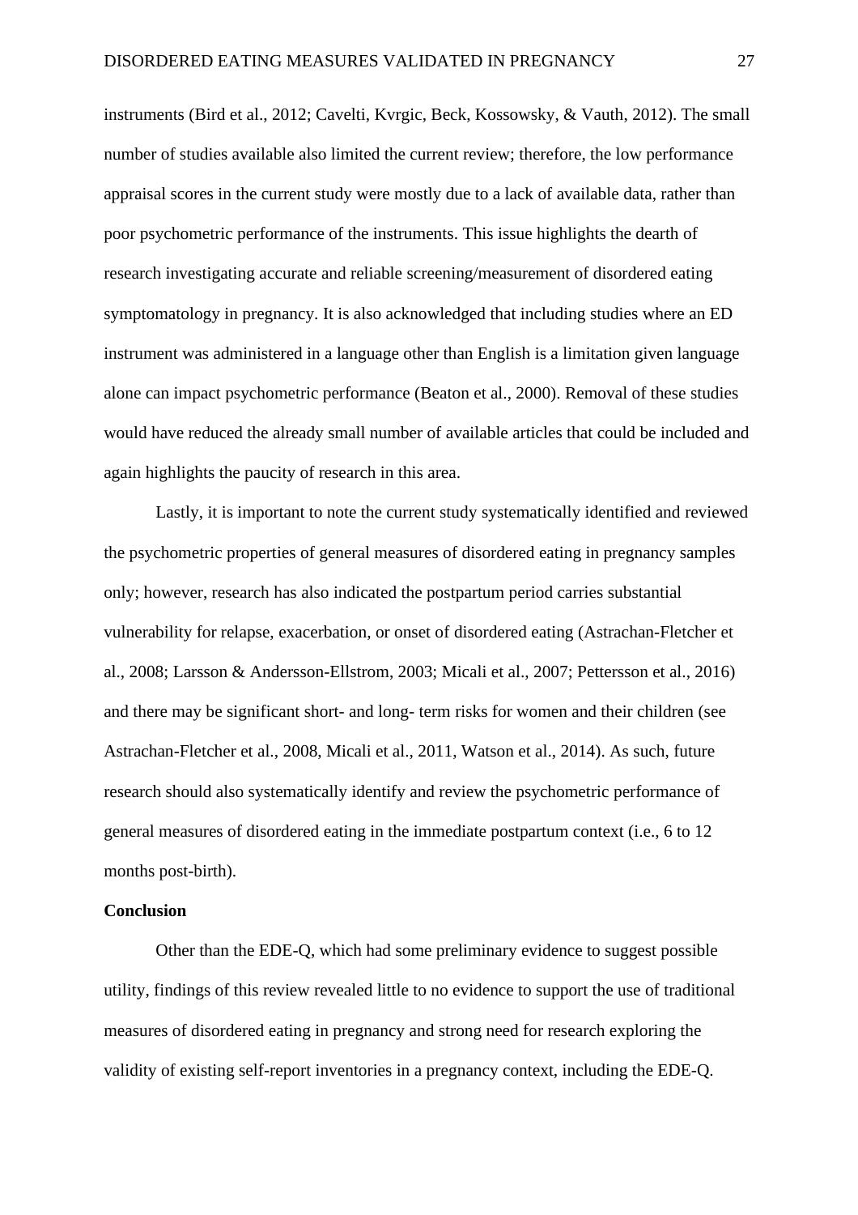instruments (Bird et al., 2012; Cavelti, Kvrgic, Beck, Kossowsky, & Vauth, 2012). The small number of studies available also limited the current review; therefore, the low performance appraisal scores in the current study were mostly due to a lack of available data, rather than poor psychometric performance of the instruments. This issue highlights the dearth of research investigating accurate and reliable screening/measurement of disordered eating symptomatology in pregnancy. It is also acknowledged that including studies where an ED instrument was administered in a language other than English is a limitation given language alone can impact psychometric performance (Beaton et al., 2000). Removal of these studies would have reduced the already small number of available articles that could be included and again highlights the paucity of research in this area.

Lastly, it is important to note the current study systematically identified and reviewed the psychometric properties of general measures of disordered eating in pregnancy samples only; however, research has also indicated the postpartum period carries substantial vulnerability for relapse, exacerbation, or onset of disordered eating (Astrachan-Fletcher et al., 2008; Larsson & Andersson-Ellstrom, 2003; Micali et al., 2007; Pettersson et al., 2016) and there may be significant short- and long- term risks for women and their children (see Astrachan-Fletcher et al., 2008, Micali et al., 2011, Watson et al., 2014). As such, future research should also systematically identify and review the psychometric performance of general measures of disordered eating in the immediate postpartum context (i.e., 6 to 12 months post-birth).

## Conclusion

Other than the EDE-Q, which had some preliminary evidence to suggest possible utility, findings of this review revealed little to no evidence to support the use of traditional measures of disordered eating in pregnancy and strong need for research exploring the validity of existing self-report inventories in a pregnancy context, including the EDE-Q.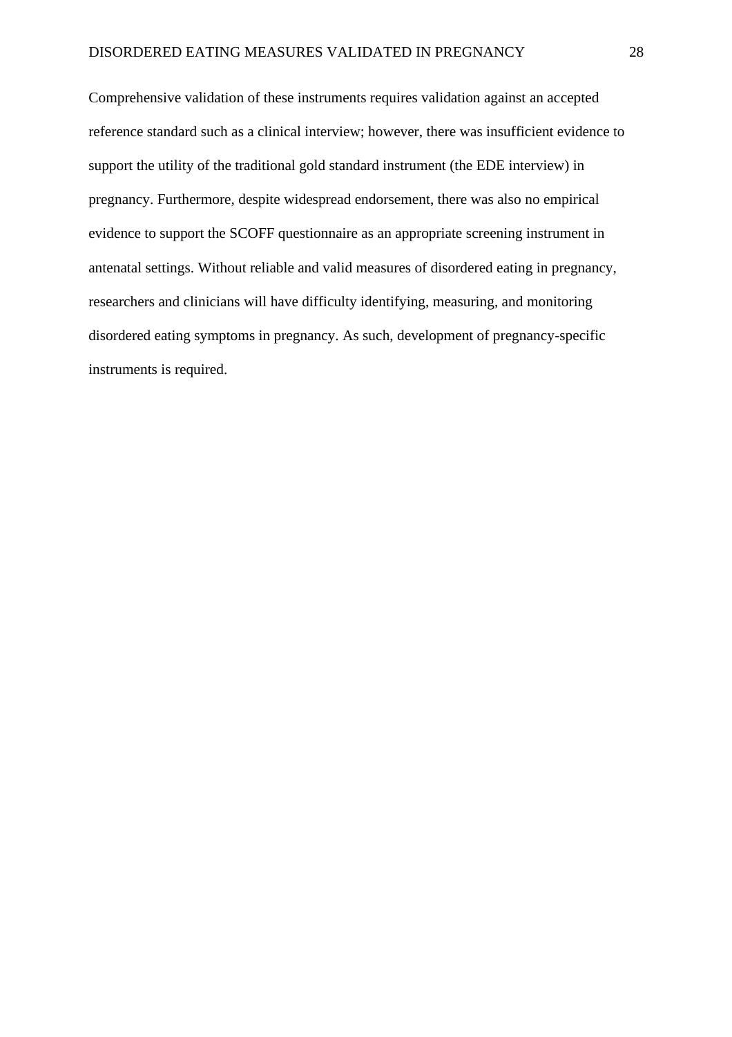Comprehensive validation of these instruments requires validation against an accepted reference standard such as a clinical interview; however, there was insufficient evidence to support the utility of the traditional gold standard instrument (the EDE interview) in pregnancy. Furthermore, despite widespread endorsement, there was also no empirical evidence to support the SCOFF questionnaire as an appropriate screening instrument in antenatal settings. Without reliable and valid measures of disordered eating in pregnancy, researchers and clinicians will have difficulty identifying, measuring, and monitoring disordered eating symptoms in pregnancy. As such, development of pregnancy-specific instruments is required.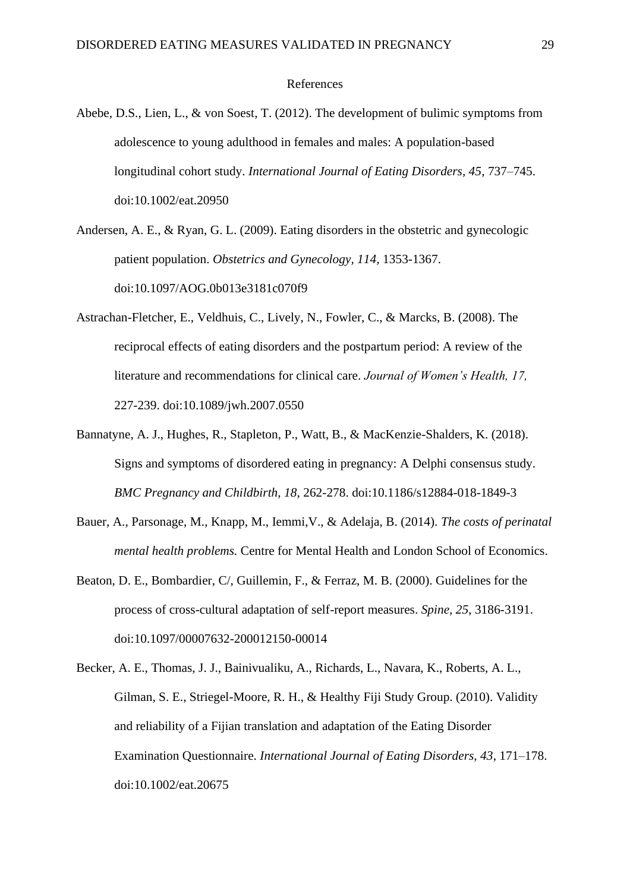# References

Abebe, D.S., Lien, L., & von Soest, T. (2012). The development of bulimic symptoms from adolescence to young adulthood in females and males: A population-based longitudinal cohort study. *International Journal of Eating Disorders, 45*, 737–745. doi:10.1002/eat.20950

Andersen, A. E., & Ryan, G. L. (2009). Eating disorders in the obstetric and gynecologic patient population. *Obstetrics and Gynecology, 114*, 1353-1367. doi:10.1097/AOG.0b013e3181c070f9

Astrachan-Fletcher, E., Veldhuis, C., Lively, N., Fowler, C., & Marcks, B. (2008). The reciprocal effects of eating disorders and the postpartum period: A review of the literature and recommendations for clinical care. *Journal of Women's Health, 17,* 227-239. doi:10.1089/jwh.2007.0550

Bannatyne, A. J., Hughes, R., Stapleton, P., Watt, B., & MacKenzie-Shalders, K. (2018). Signs and symptoms of disordered eating in pregnancy: A Delphi consensus study. *BMC Pregnancy and Childbirth, 18*, 262-278. doi:10.1186/s12884-018-1849-3

Bauer, A., Parsonage, M., Knapp, M., Iemmi,V., & Adelaja, B. (2014). *The costs of perinatal mental health problems.* Centre for Mental Health and London School of Economics.

Beaton, D. E., Bombardier, C/, Guillemin, F., & Ferraz, M. B. (2000). Guidelines for the process of cross-cultural adaptation of self-report measures. *Spine, 25*, 3186-3191. doi:10.1097/00007632-200012150-00014

Becker, A. E., Thomas, J. J., Bainivualiku, A., Richards, L., Navara, K., Roberts, A. L., Gilman, S. E., Striegel-Moore, R. H., & Healthy Fiji Study Group. (2010). Validity and reliability of a Fijian translation and adaptation of the Eating Disorder Examination Questionnaire. *International Journal of Eating Disorders, 43*, 171–178. doi:10.1002/eat.20675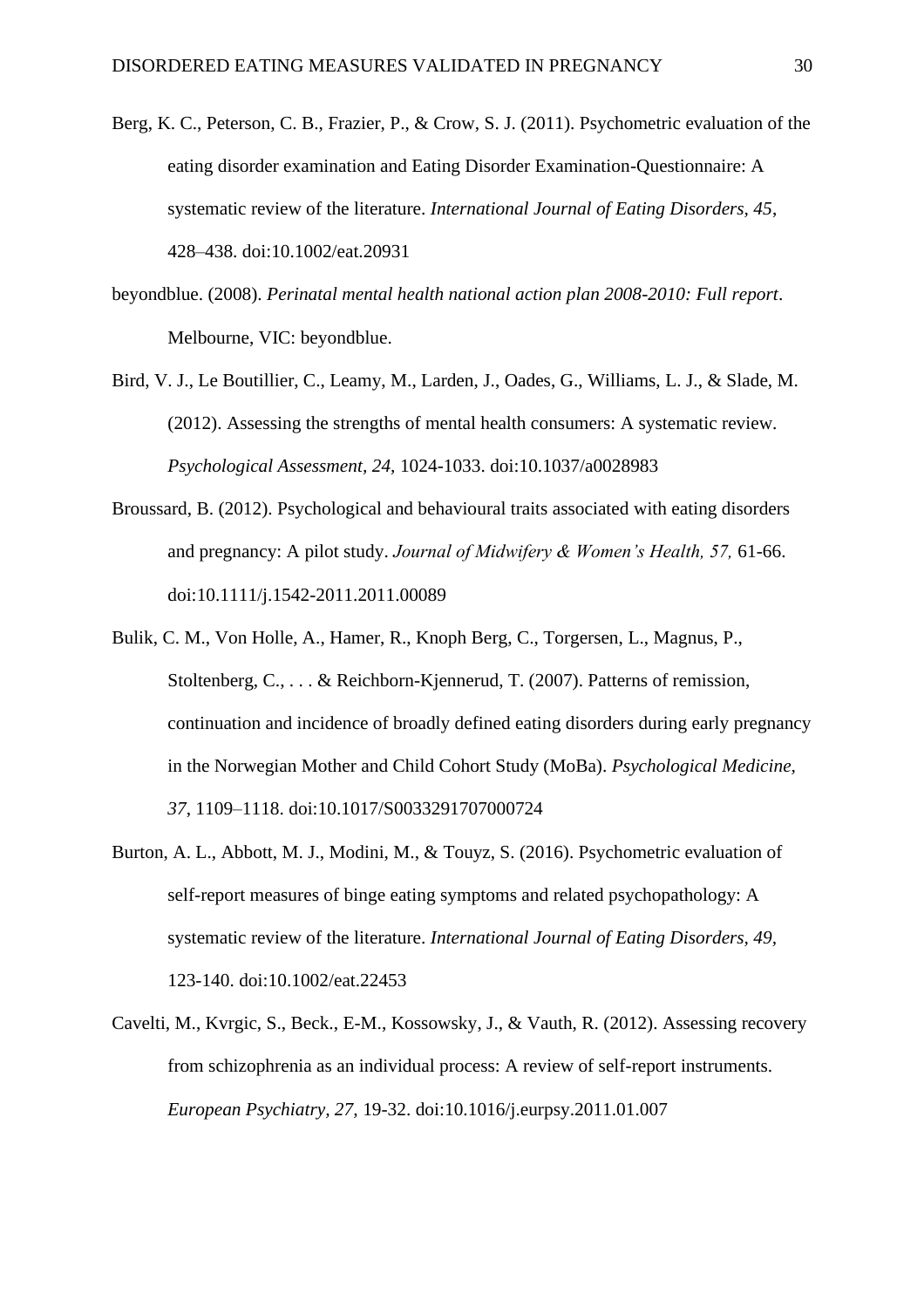Berg, K. C., Peterson, C. B., Frazier, P., & Crow, S. J. (2011). Psychometric evaluation of the eating disorder examination and Eating Disorder Examination-Questionnaire: A systematic review of the literature. *International Journal of Eating Disorders, 45*, 428–438. doi:10.1002/eat.20931

beyondblue. (2008). *Perinatal mental health national action plan 2008-2010: Full report*. Melbourne, VIC: beyondblue.

Bird, V. J., Le Boutillier, C., Leamy, M., Larden, J., Oades, G., Williams, L. J., & Slade, M. (2012). Assessing the strengths of mental health consumers: A systematic review. *Psychological Assessment, 24,* 1024-1033. doi:10.1037/a0028983

Broussard, B. (2012). Psychological and behavioural traits associated with eating disorders and pregnancy: A pilot study. *Journal of Midwifery & Women's Health, 57,* 61-66. doi:10.1111/j.1542-2011.2011.00089

Bulik, C. M., Von Holle, A., Hamer, R., Knoph Berg, C., Torgersen, L., Magnus, P., Stoltenberg, C., . . . & Reichborn-Kjennerud, T. (2007). Patterns of remission, continuation and incidence of broadly defined eating disorders during early pregnancy in the Norwegian Mother and Child Cohort Study (MoBa). *Psychological Medicine, 37,* 1109–1118. doi:10.1017/S0033291707000724

Burton, A. L., Abbott, M. J., Modini, M., & Touyz, S. (2016). Psychometric evaluation of self-report measures of binge eating symptoms and related psychopathology: A systematic review of the literature. *International Journal of Eating Disorders, 49*, 123-140. doi:10.1002/eat.22453

Cavelti, M., Kvrgic, S., Beck., E-M., Kossowsky, J., & Vauth, R. (2012). Assessing recovery from schizophrenia as an individual process: A review of self-report instruments. *European Psychiatry, 27,* 19-32. doi:10.1016/j.eurpsy.2011.01.007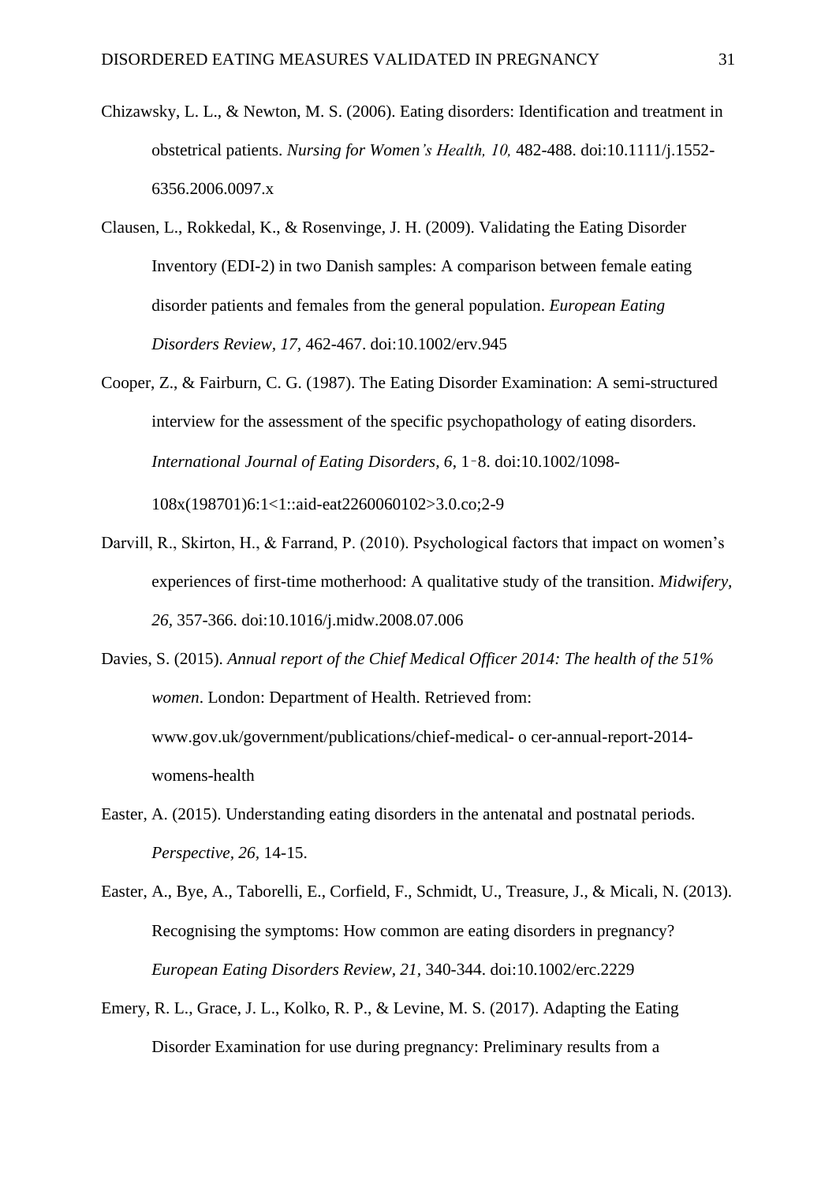Chizawsky, L. L., & Newton, M. S. (2006). Eating disorders: Identification and treatment in obstetrical patients. *Nursing for Women's Health, 10,* 482-488. doi:10.1111/j.1552-6356.2006.0097.x

Clausen, L., Rokkedal, K., & Rosenvinge, J. H. (2009). Validating the Eating Disorder Inventory (EDI-2) in two Danish samples: A comparison between female eating disorder patients and females from the general population. *European Eating Disorders Review, 17,* 462-467. doi:10.1002/erv.945

Cooper, Z., & Fairburn, C. G. (1987). The Eating Disorder Examination: A semi-structured interview for the assessment of the specific psychopathology of eating disorders. *International Journal of Eating Disorders, 6,* 1–8. doi:10.1002/1098-108x(198701)6:1<1::aid-eat2260060102>3.0.co;2-9

Darvill, R., Skirton, H., & Farrand, P. (2010). Psychological factors that impact on women's experiences of first-time motherhood: A qualitative study of the transition. *Midwifery, 26,* 357-366. doi:10.1016/j.midw.2008.07.006

Davies, S. (2015). *Annual report of the Chief Medical Officer 2014: The health of the 51% women*. London: Department of Health. Retrieved from: www.gov.uk/government/publications/chief-medical- o cer-annual-report-2014-womens-health

Easter, A. (2015). Understanding eating disorders in the antenatal and postnatal periods. *Perspective, 26,* 14-15.

Easter, A., Bye, A., Taborelli, E., Corfield, F., Schmidt, U., Treasure, J., & Micali, N. (2013). Recognising the symptoms: How common are eating disorders in pregnancy? *European Eating Disorders Review, 21,* 340-344. doi:10.1002/erc.2229

Emery, R. L., Grace, J. L., Kolko, R. P., & Levine, M. S. (2017). Adapting the Eating Disorder Examination for use during pregnancy: Preliminary results from a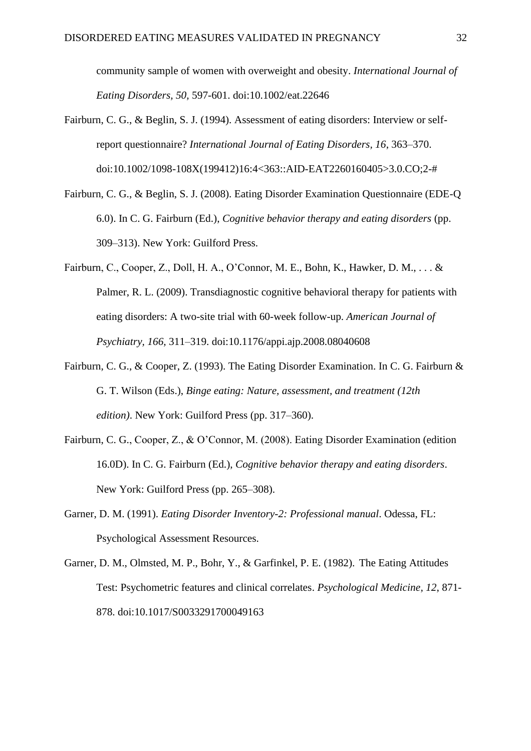community sample of women with overweight and obesity. *International Journal of Eating Disorders, 50,* 597-601. doi:10.1002/eat.22646

Fairburn, C. G., & Beglin, S. J. (1994). Assessment of eating disorders: Interview or self-report questionnaire? *International Journal of Eating Disorders, 16*, 363–370. doi:10.1002/1098-108X(199412)16:4<363::AID-EAT2260160405>3.0.CO;2-#

Fairburn, C. G., & Beglin, S. J. (2008). Eating Disorder Examination Questionnaire (EDE-Q 6.0). In C. G. Fairburn (Ed.), *Cognitive behavior therapy and eating disorders* (pp. 309–313). New York: Guilford Press.

Fairburn, C., Cooper, Z., Doll, H. A., O'Connor, M. E., Bohn, K., Hawker, D. M., . . . & Palmer, R. L. (2009). Transdiagnostic cognitive behavioral therapy for patients with eating disorders: A two-site trial with 60-week follow-up. *American Journal of Psychiatry, 166,* 311–319. doi:10.1176/appi.ajp.2008.08040608

Fairburn, C. G., & Cooper, Z. (1993). The Eating Disorder Examination. In C. G. Fairburn & G. T. Wilson (Eds.), *Binge eating: Nature, assessment, and treatment (12th edition)*. New York: Guilford Press (pp. 317–360).

Fairburn, C. G., Cooper, Z., & O'Connor, M. (2008). Eating Disorder Examination (edition 16.0D). In C. G. Fairburn (Ed.), *Cognitive behavior therapy and eating disorders*. New York: Guilford Press (pp. 265–308).

Garner, D. M. (1991). *Eating Disorder Inventory-2: Professional manual*. Odessa, FL: Psychological Assessment Resources.

Garner, D. M., Olmsted, M. P., Bohr, Y., & Garfinkel, P. E. (1982). The Eating Attitudes Test: Psychometric features and clinical correlates. *Psychological Medicine, 12*, 871-878. doi:10.1017/S0033291700049163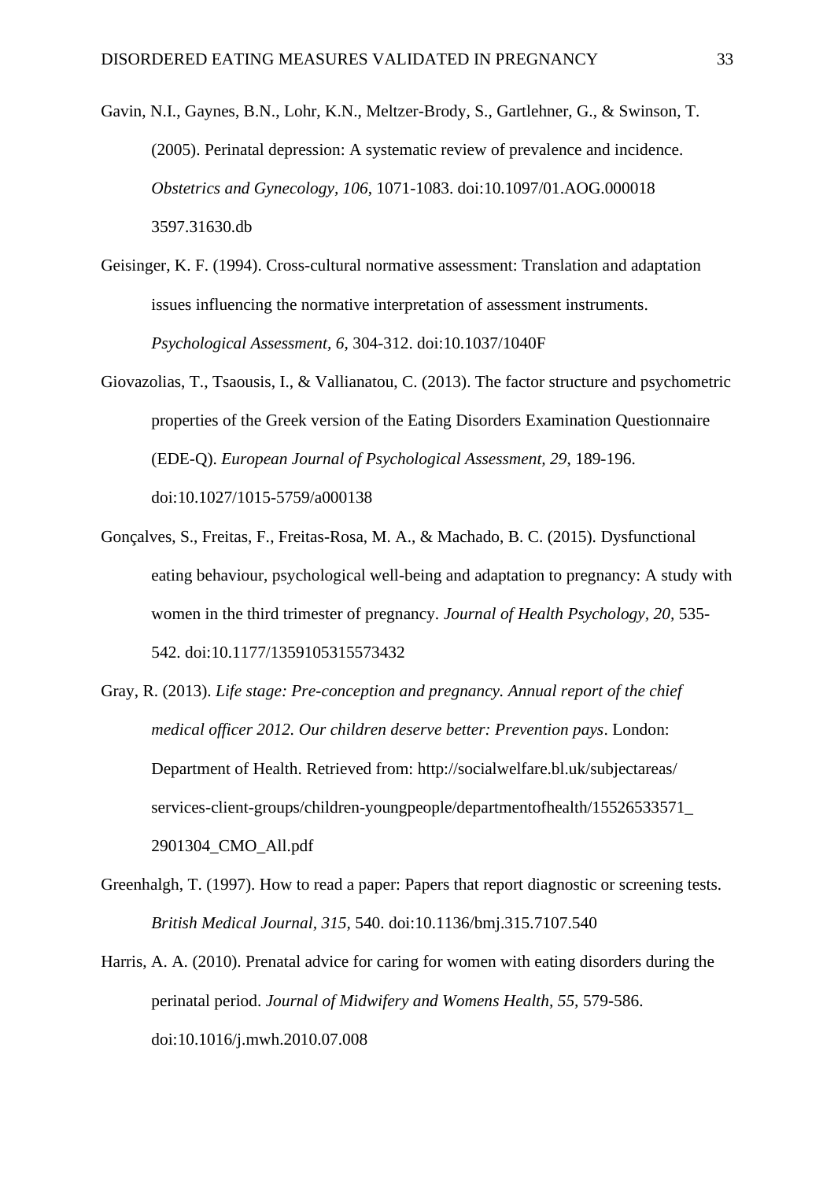Gavin, N.I., Gaynes, B.N., Lohr, K.N., Meltzer-Brody, S., Gartlehner, G., & Swinson, T. (2005). Perinatal depression: A systematic review of prevalence and incidence. *Obstetrics and Gynecology*, *106*, 1071-1083. doi:10.1097/01.AOG.000018 3597.31630.db

Geisinger, K. F. (1994). Cross-cultural normative assessment: Translation and adaptation issues influencing the normative interpretation of assessment instruments. *Psychological Assessment, 6*, 304-312. doi:10.1037/1040F

Giovazolias, T., Tsaousis, I., & Vallianatou, C. (2013). The factor structure and psychometric properties of the Greek version of the Eating Disorders Examination Questionnaire (EDE-Q). *European Journal of Psychological Assessment, 29*, 189-196. doi:10.1027/1015-5759/a000138

Gonçalves, S., Freitas, F., Freitas-Rosa, M. A., & Machado, B. C. (2015). Dysfunctional eating behaviour, psychological well-being and adaptation to pregnancy: A study with women in the third trimester of pregnancy. *Journal of Health Psychology, 20,* 535-542. doi:10.1177/1359105315573432

Gray, R. (2013). *Life stage: Pre-conception and pregnancy. Annual report of the chief medical officer 2012. Our children deserve better: Prevention pays*. London: Department of Health. Retrieved from: http://socialwelfare.bl.uk/subjectareas/services-client-groups/children-youngpeople/departmentofhealth/15526533571_2901304_CMO_All.pdf

Greenhalgh, T. (1997). How to read a paper: Papers that report diagnostic or screening tests. *British Medical Journal*, *315,* 540. doi:10.1136/bmj.315.7107.540

Harris, A. A. (2010). Prenatal advice for caring for women with eating disorders during the perinatal period. *Journal of Midwifery and Womens Health*, *55,* 579-586. doi:10.1016/j.mwh.2010.07.008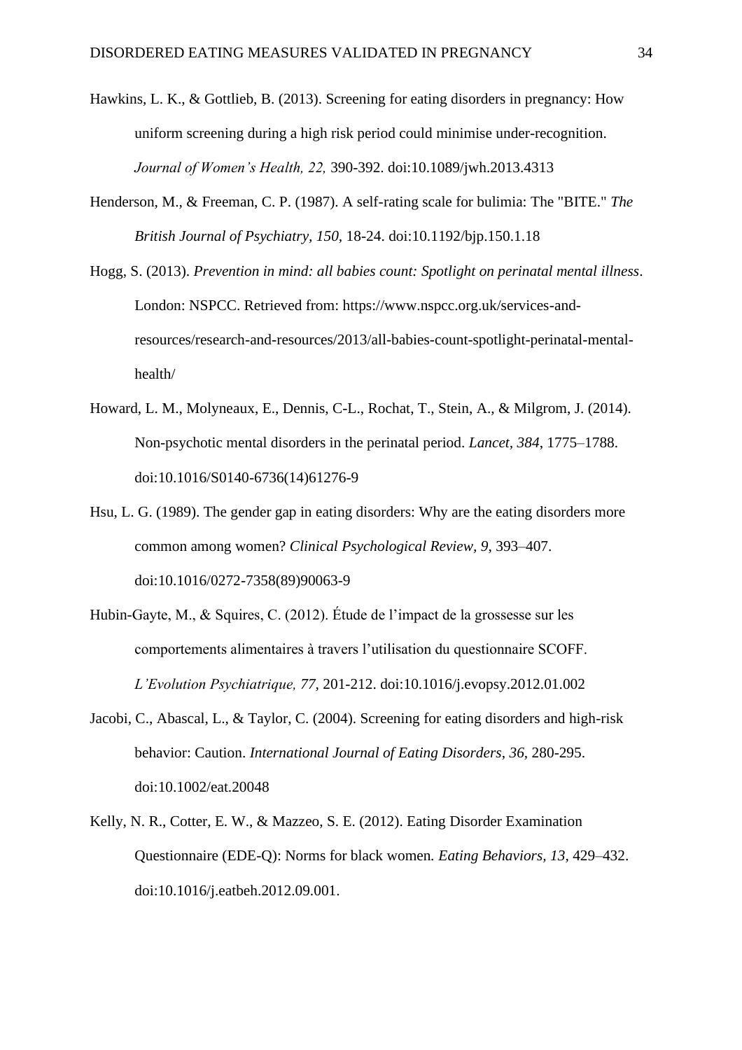Hawkins, L. K., & Gottlieb, B. (2013). Screening for eating disorders in pregnancy: How uniform screening during a high risk period could minimise under-recognition. *Journal of Women's Health, 22,* 390-392. doi:10.1089/jwh.2013.4313

Henderson, M., & Freeman, C. P. (1987). A self-rating scale for bulimia: The "BITE." *The British Journal of Psychiatry, 150,* 18-24. doi:10.1192/bjp.150.1.18

Hogg, S. (2013). *Prevention in mind: all babies count: Spotlight on perinatal mental illness*. London: NSPCC. Retrieved from: https://www.nspcc.org.uk/services-and-resources/research-and-resources/2013/all-babies-count-spotlight-perinatal-mental-health/

Howard, L. M., Molyneaux, E., Dennis, C-L., Rochat, T., Stein, A., & Milgrom, J. (2014). Non-psychotic mental disorders in the perinatal period. *Lancet, 384*, 1775–1788. doi:10.1016/S0140-6736(14)61276-9

Hsu, L. G. (1989). The gender gap in eating disorders: Why are the eating disorders more common among women? *Clinical Psychological Review, 9*, 393–407. doi:10.1016/0272-7358(89)90063-9

Hubin-Gayte, M., & Squires, C. (2012). Étude de l'impact de la grossesse sur les comportements alimentaires à travers l'utilisation du questionnaire SCOFF. *L'Evolution Psychiatrique, 77,* 201-212. doi:10.1016/j.evopsy.2012.01.002

Jacobi, C., Abascal, L., & Taylor, C. (2004). Screening for eating disorders and high-risk behavior: Caution. *International Journal of Eating Disorders*, *36*, 280-295. doi:10.1002/eat.20048

Kelly, N. R., Cotter, E. W., & Mazzeo, S. E. (2012). Eating Disorder Examination Questionnaire (EDE-Q): Norms for black women. *Eating Behaviors, 13*, 429–432. doi:10.1016/j.eatbeh.2012.09.001.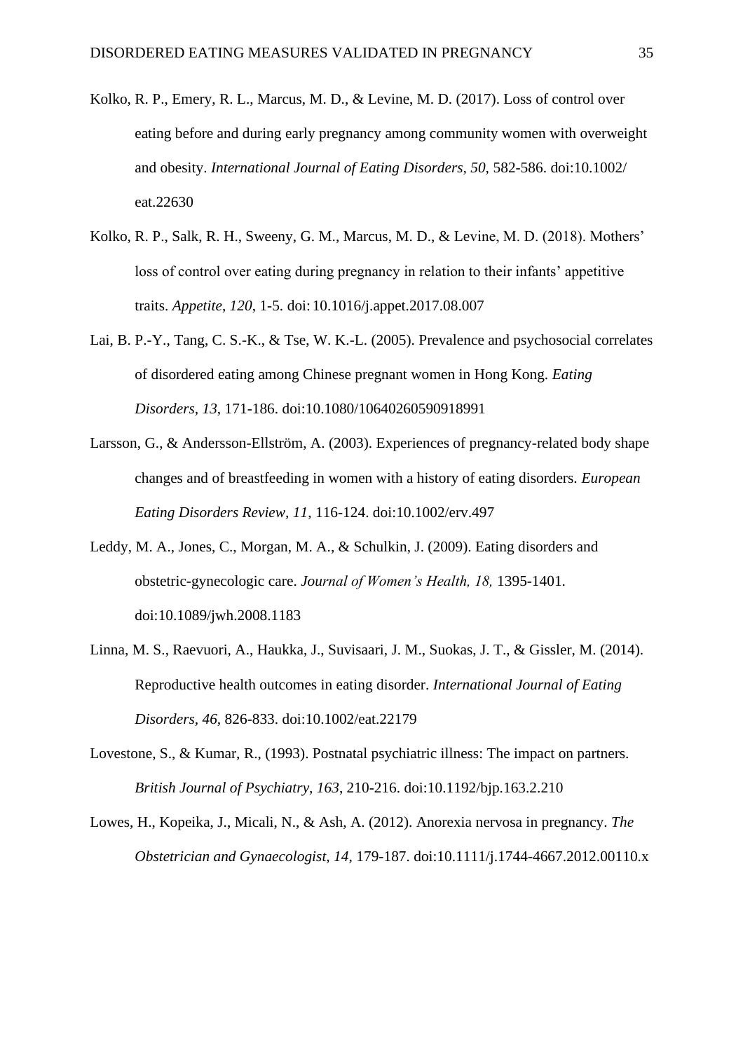Kolko, R. P., Emery, R. L., Marcus, M. D., & Levine, M. D. (2017). Loss of control over eating before and during early pregnancy among community women with overweight and obesity. *International Journal of Eating Disorders, 50,* 582-586. doi:10.1002/eat.22630

Kolko, R. P., Salk, R. H., Sweeny, G. M., Marcus, M. D., & Levine, M. D. (2018). Mothers' loss of control over eating during pregnancy in relation to their infants' appetitive traits. *Appetite*, *120*, 1-5. doi: 10.1016/j.appet.2017.08.007

Lai, B. P.-Y., Tang, C. S.-K., & Tse, W. K.-L. (2005). Prevalence and psychosocial correlates of disordered eating among Chinese pregnant women in Hong Kong. *Eating Disorders, 13*, 171-186. doi:10.1080/10640260590918991

Larsson, G., & Andersson-Ellström, A. (2003). Experiences of pregnancy-related body shape changes and of breastfeeding in women with a history of eating disorders. *European Eating Disorders Review, 11*, 116-124. doi:10.1002/erv.497

Leddy, M. A., Jones, C., Morgan, M. A., & Schulkin, J. (2009). Eating disorders and obstetric-gynecologic care. *Journal of Women's Health, 18,* 1395-1401. doi:10.1089/jwh.2008.1183

Linna, M. S., Raevuori, A., Haukka, J., Suvisaari, J. M., Suokas, J. T., & Gissler, M. (2014). Reproductive health outcomes in eating disorder. *International Journal of Eating Disorders, 46*, 826-833. doi:10.1002/eat.22179

Lovestone, S., & Kumar, R., (1993). Postnatal psychiatric illness: The impact on partners. *British Journal of Psychiatry, 163*, 210-216. doi:10.1192/bjp.163.2.210

Lowes, H., Kopeika, J., Micali, N., & Ash, A. (2012). Anorexia nervosa in pregnancy. *The Obstetrician and Gynaecologist, 14,* 179-187. doi:10.1111/j.1744-4667.2012.00110.x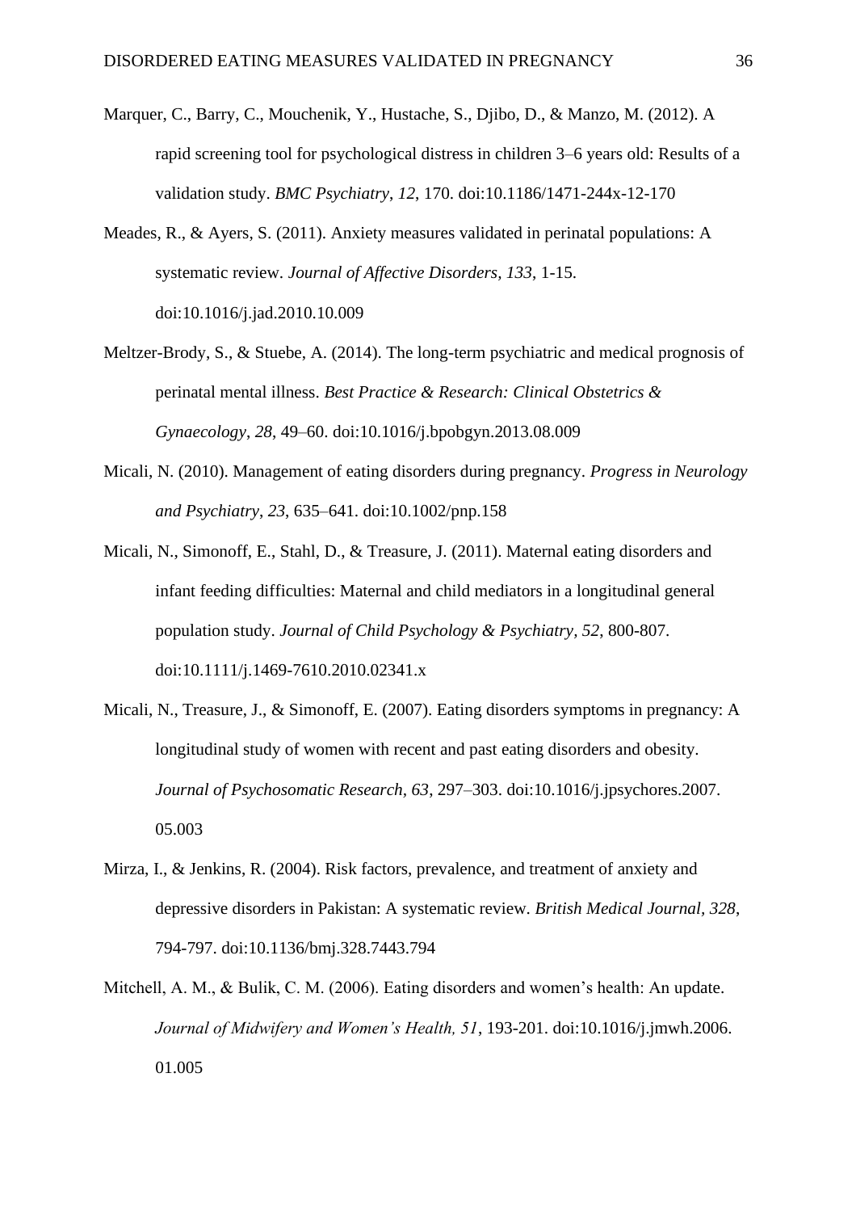Marquer, C., Barry, C., Mouchenik, Y., Hustache, S., Djibo, D., & Manzo, M. (2012). A rapid screening tool for psychological distress in children 3–6 years old: Results of a validation study. *BMC Psychiatry*, *12*, 170. doi:10.1186/1471-244x-12-170

Meades, R., & Ayers, S. (2011). Anxiety measures validated in perinatal populations: A systematic review. *Journal of Affective Disorders, 133*, 1-15. doi:10.1016/j.jad.2010.10.009

Meltzer-Brody, S., & Stuebe, A. (2014). The long-term psychiatric and medical prognosis of perinatal mental illness. *Best Practice & Research: Clinical Obstetrics & Gynaecology*, *28*, 49–60. doi:10.1016/j.bpobgyn.2013.08.009

Micali, N. (2010). Management of eating disorders during pregnancy. *Progress in Neurology and Psychiatry, 23*, 635–641. doi:10.1002/pnp.158

Micali, N., Simonoff, E., Stahl, D., & Treasure, J. (2011). Maternal eating disorders and infant feeding difficulties: Maternal and child mediators in a longitudinal general population study. *Journal of Child Psychology & Psychiatry, 52*, 800-807. doi:10.1111/j.1469-7610.2010.02341.x

Micali, N., Treasure, J., & Simonoff, E. (2007). Eating disorders symptoms in pregnancy: A longitudinal study of women with recent and past eating disorders and obesity. *Journal of Psychosomatic Research*, *63*, 297–303. doi:10.1016/j.jpsychores.2007.05.003

Mirza, I., & Jenkins, R. (2004). Risk factors, prevalence, and treatment of anxiety and depressive disorders in Pakistan: A systematic review. *British Medical Journal, 328*, 794-797. doi:10.1136/bmj.328.7443.794

Mitchell, A. M., & Bulik, C. M. (2006). Eating disorders and women's health: An update. *Journal of Midwifery and Women's Health, 51*, 193-201. doi:10.1016/j.jmwh.2006.01.005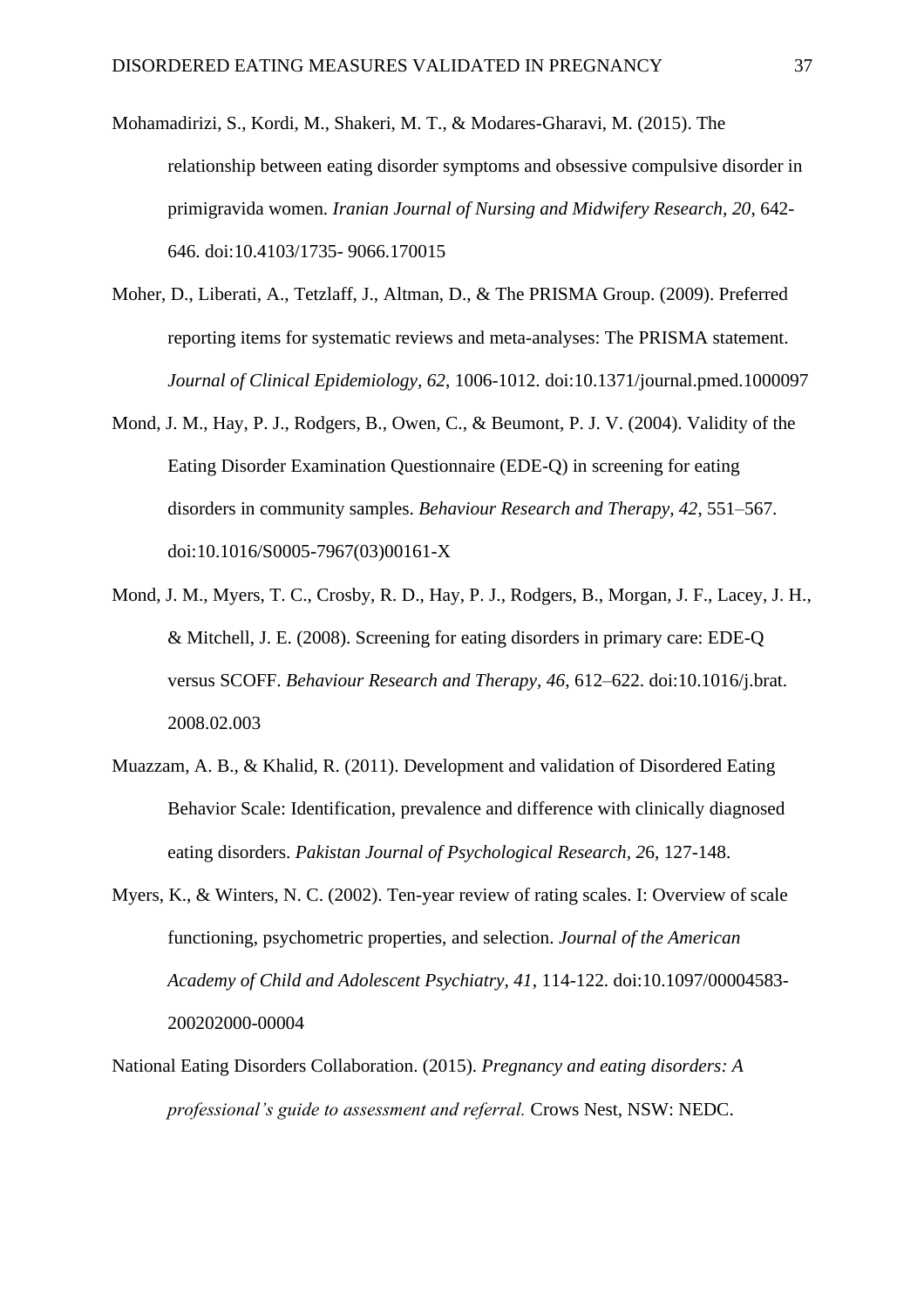Mohamadirizi, S., Kordi, M., Shakeri, M. T., & Modares-Gharavi, M. (2015). The relationship between eating disorder symptoms and obsessive compulsive disorder in primigravida women. *Iranian Journal of Nursing and Midwifery Research, 20*, 642-646. doi:10.4103/1735- 9066.170015

Moher, D., Liberati, A., Tetzlaff, J., Altman, D., & The PRISMA Group. (2009). Preferred reporting items for systematic reviews and meta-analyses: The PRISMA statement. *Journal of Clinical Epidemiology, 62*, 1006-1012. doi:10.1371/journal.pmed.1000097

Mond, J. M., Hay, P. J., Rodgers, B., Owen, C., & Beumont, P. J. V. (2004). Validity of the Eating Disorder Examination Questionnaire (EDE-Q) in screening for eating disorders in community samples. *Behaviour Research and Therapy, 42*, 551–567. doi:10.1016/S0005-7967(03)00161-X

Mond, J. M., Myers, T. C., Crosby, R. D., Hay, P. J., Rodgers, B., Morgan, J. F., Lacey, J. H., & Mitchell, J. E. (2008). Screening for eating disorders in primary care: EDE-Q versus SCOFF. *Behaviour Research and Therapy, 46*, 612–622. doi:10.1016/j.brat. 2008.02.003

Muazzam, A. B., & Khalid, R. (2011). Development and validation of Disordered Eating Behavior Scale: Identification, prevalence and difference with clinically diagnosed eating disorders. *Pakistan Journal of Psychological Research, 2*6, 127-148.

Myers, K., & Winters, N. C. (2002). Ten-year review of rating scales. I: Overview of scale functioning, psychometric properties, and selection. *Journal of the American Academy of Child and Adolescent Psychiatry, 41*, 114-122. doi:10.1097/00004583-200202000-00004

National Eating Disorders Collaboration. (2015). *Pregnancy and eating disorders: A professional's guide to assessment and referral.* Crows Nest, NSW: NEDC.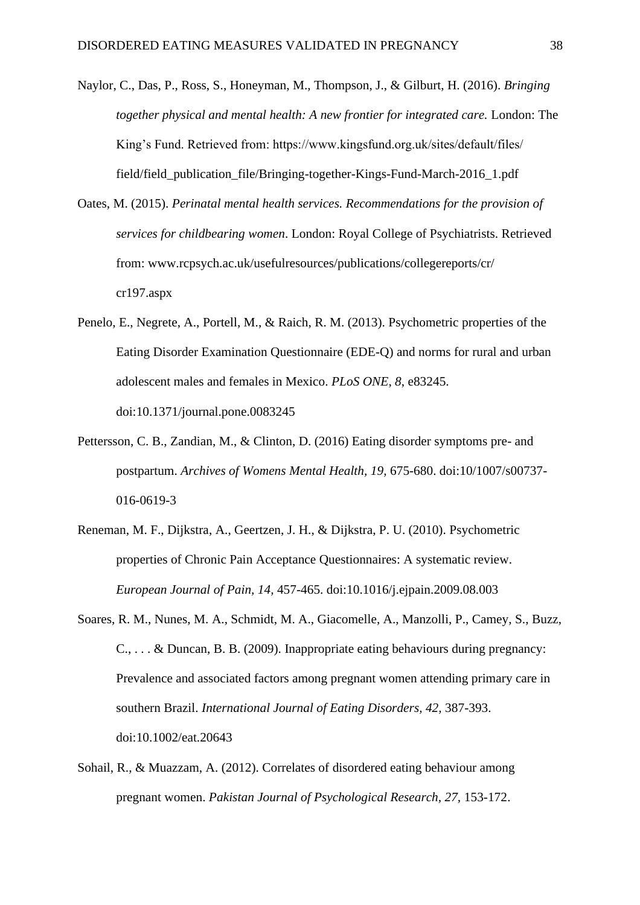Naylor, C., Das, P., Ross, S., Honeyman, M., Thompson, J., & Gilburt, H. (2016). *Bringing together physical and mental health: A new frontier for integrated care.* London: The King's Fund. Retrieved from: https://www.kingsfund.org.uk/sites/default/files/field/field_publication_file/Bringing-together-Kings-Fund-March-2016_1.pdf

Oates, M. (2015). *Perinatal mental health services. Recommendations for the provision of services for childbearing women*. London: Royal College of Psychiatrists. Retrieved from: www.rcpsych.ac.uk/usefulresources/publications/collegereports/cr/cr197.aspx

Penelo, E., Negrete, A., Portell, M., & Raich, R. M. (2013). Psychometric properties of the Eating Disorder Examination Questionnaire (EDE-Q) and norms for rural and urban adolescent males and females in Mexico. *PLoS ONE, 8*, e83245. doi:10.1371/journal.pone.0083245

Pettersson, C. B., Zandian, M., & Clinton, D. (2016) Eating disorder symptoms pre- and postpartum. *Archives of Womens Mental Health, 19*, 675-680. doi:10/1007/s00737-016-0619-3

Reneman, M. F., Dijkstra, A., Geertzen, J. H., & Dijkstra, P. U. (2010). Psychometric properties of Chronic Pain Acceptance Questionnaires: A systematic review. *European Journal of Pain, 14,* 457-465. doi:10.1016/j.ejpain.2009.08.003

Soares, R. M., Nunes, M. A., Schmidt, M. A., Giacomelle, A., Manzolli, P., Camey, S., Buzz, C., . . . & Duncan, B. B. (2009). Inappropriate eating behaviours during pregnancy: Prevalence and associated factors among pregnant women attending primary care in southern Brazil. *International Journal of Eating Disorders, 42,* 387-393. doi:10.1002/eat.20643

Sohail, R., & Muazzam, A. (2012). Correlates of disordered eating behaviour among pregnant women. *Pakistan Journal of Psychological Research, 27,* 153-172.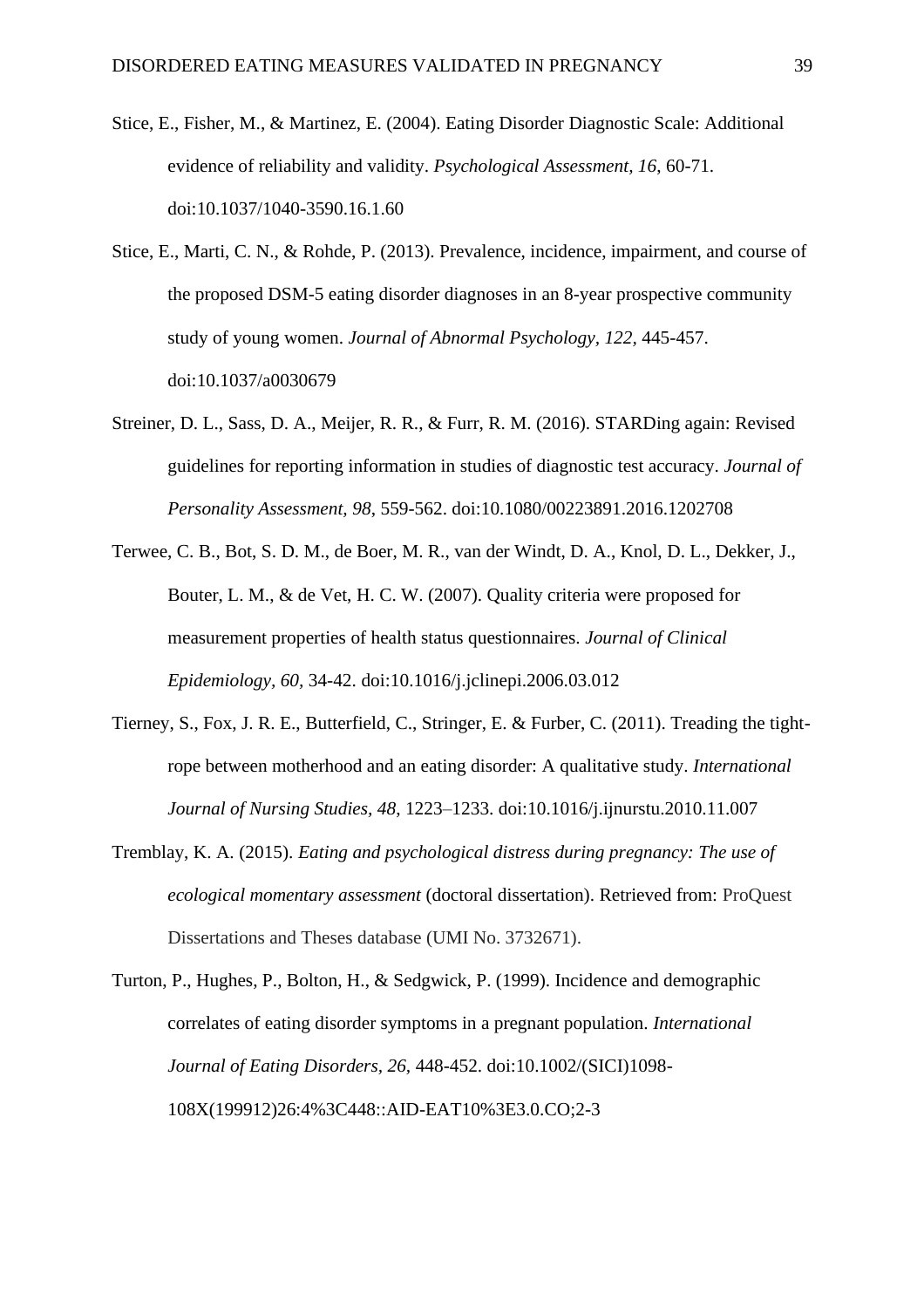Stice, E., Fisher, M., & Martinez, E. (2004). Eating Disorder Diagnostic Scale: Additional evidence of reliability and validity. *Psychological Assessment, 16*, 60-71. doi:10.1037/1040-3590.16.1.60

Stice, E., Marti, C. N., & Rohde, P. (2013). Prevalence, incidence, impairment, and course of the proposed DSM-5 eating disorder diagnoses in an 8-year prospective community study of young women. *Journal of Abnormal Psychology, 122*, 445-457. doi:10.1037/a0030679

Streiner, D. L., Sass, D. A., Meijer, R. R., & Furr, R. M. (2016). STARDing again: Revised guidelines for reporting information in studies of diagnostic test accuracy. *Journal of Personality Assessment, 98*, 559-562. doi:10.1080/00223891.2016.1202708

Terwee, C. B., Bot, S. D. M., de Boer, M. R., van der Windt, D. A., Knol, D. L., Dekker, J., Bouter, L. M., & de Vet, H. C. W. (2007). Quality criteria were proposed for measurement properties of health status questionnaires. *Journal of Clinical Epidemiology, 60*, 34-42. doi:10.1016/j.jclinepi.2006.03.012

Tierney, S., Fox, J. R. E., Butterfield, C., Stringer, E. & Furber, C. (2011). Treading the tight-rope between motherhood and an eating disorder: A qualitative study. *International Journal of Nursing Studies, 48*, 1223–1233. doi:10.1016/j.ijnurstu.2010.11.007

Tremblay, K. A. (2015). *Eating and psychological distress during pregnancy: The use of ecological momentary assessment* (doctoral dissertation). Retrieved from: ProQuest Dissertations and Theses database (UMI No. 3732671).

Turton, P., Hughes, P., Bolton, H., & Sedgwick, P. (1999). Incidence and demographic correlates of eating disorder symptoms in a pregnant population. *International Journal of Eating Disorders, 26*, 448-452. doi:10.1002/(SICI)1098-108X(199912)26:4%3C448::AID-EAT10%3E3.0.CO;2-3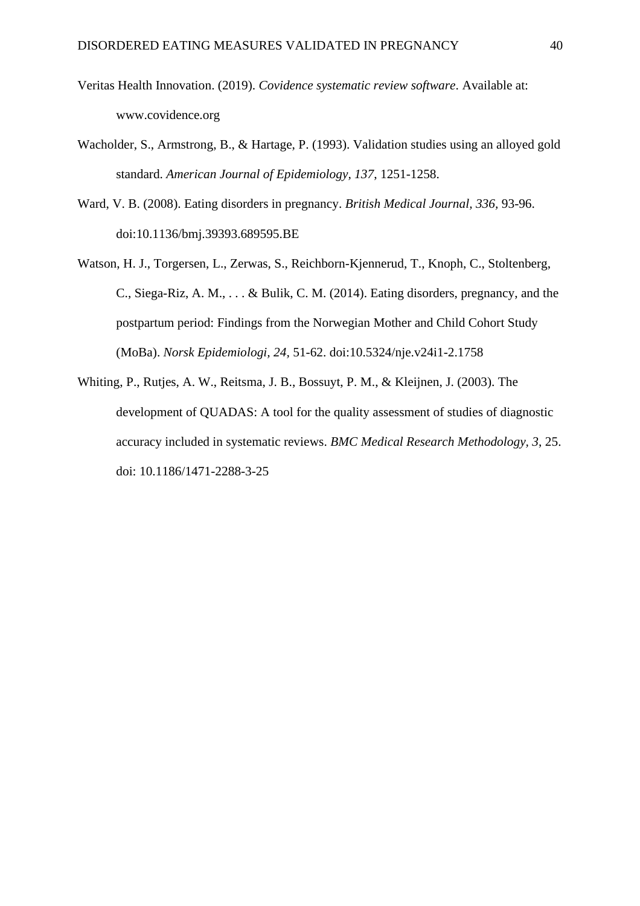Veritas Health Innovation. (2019). *Covidence systematic review software*. Available at: www.covidence.org

Wacholder, S., Armstrong, B., & Hartage, P. (1993). Validation studies using an alloyed gold standard. *American Journal of Epidemiology, 137*, 1251-1258.

Ward, V. B. (2008). Eating disorders in pregnancy. *British Medical Journal, 336,* 93-96. doi:10.1136/bmj.39393.689595.BE

Watson, H. J., Torgersen, L., Zerwas, S., Reichborn-Kjennerud, T., Knoph, C., Stoltenberg, C., Siega-Riz, A. M., . . . & Bulik, C. M. (2014). Eating disorders, pregnancy, and the postpartum period: Findings from the Norwegian Mother and Child Cohort Study (MoBa). *Norsk Epidemiologi*, *24,* 51-62. doi:10.5324/nje.v24i1-2.1758

Whiting, P., Rutjes, A. W., Reitsma, J. B., Bossuyt, P. M., & Kleijnen, J. (2003). The development of QUADAS: A tool for the quality assessment of studies of diagnostic accuracy included in systematic reviews. *BMC Medical Research Methodology, 3*, 25. doi: 10.1186/1471-2288-3-25